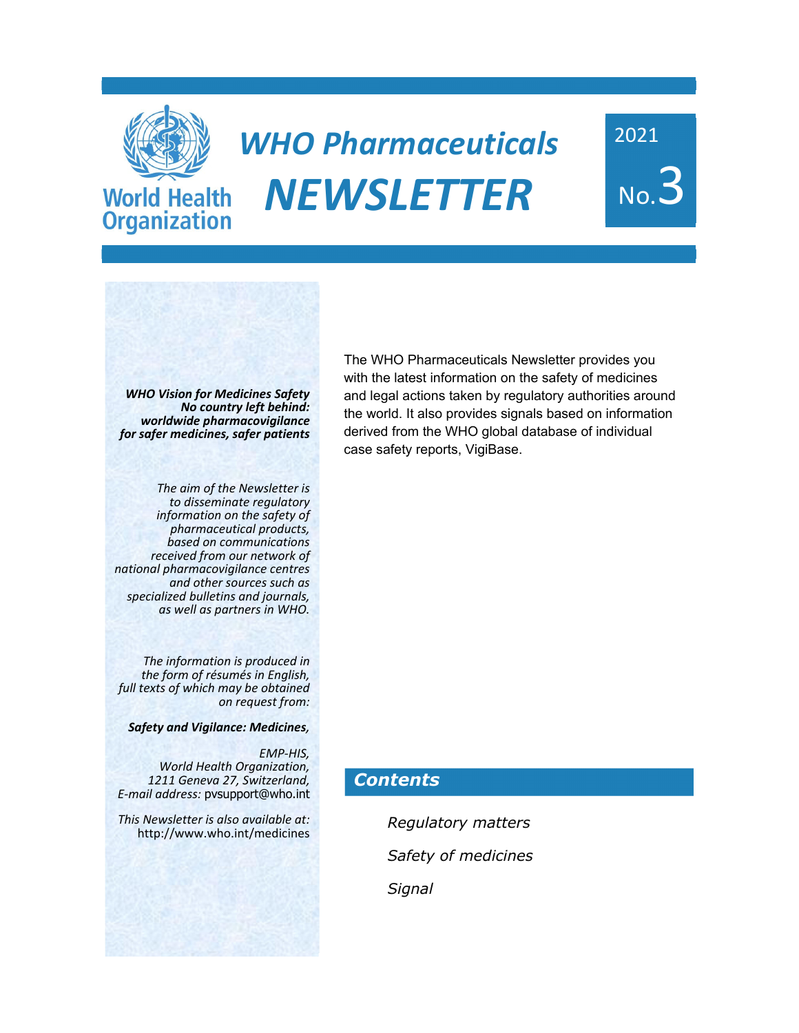# WHO Pharmaceuticals NEWSLETTER

2021 No.3

World Health Organization

*WHO Vision for Medicines Safety*
***No country left behind: worldwide pharmacovigilance for safer medicines, safer patients***

*The aim of the Newsletter is to disseminate regulatory information on the safety of pharmaceutical products, based on communications received from our network of national pharmacovigilance centres and other sources such as specialized bulletins and journals, as well as partners in WHO.*

*The information is produced in the form of résumés in English, full texts of which may be obtained on request from:*

***Safety and Vigilance: Medicines,***

*EMP-HIS,*
*World Health Organization,*
*1211 Geneva 27, Switzerland,*
*E-mail address:* pvsupport@who.int

*This Newsletter is also available at:* http://www.who.int/medicines

The WHO Pharmaceuticals Newsletter provides you with the latest information on the safety of medicines and legal actions taken by regulatory authorities around the world. It also provides signals based on information derived from the WHO global database of individual case safety reports, VigiBase.

## Contents

*Regulatory matters*

*Safety of medicines*

*Signal*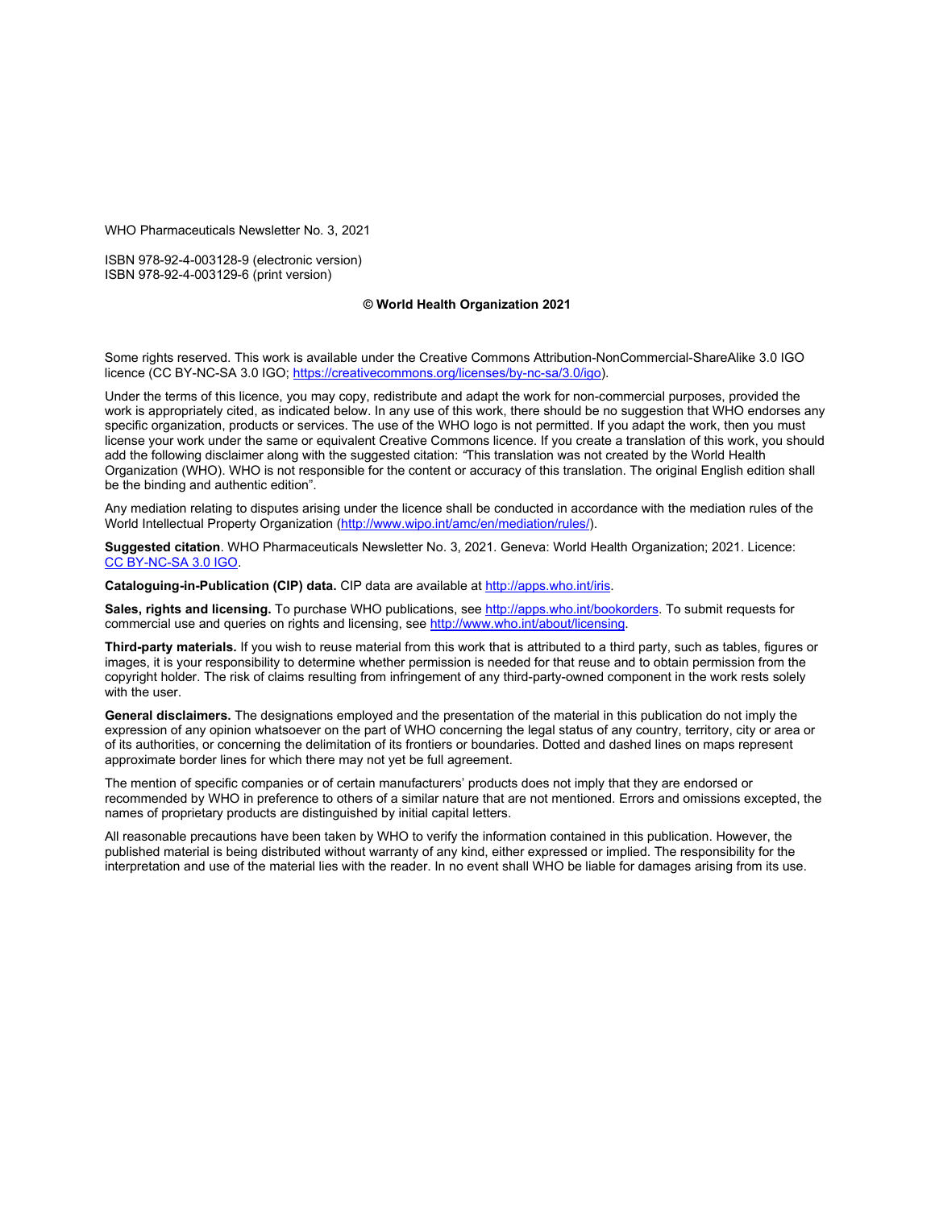WHO Pharmaceuticals Newsletter No. 3, 2021

ISBN 978-92-4-003128-9 (electronic version)
ISBN 978-92-4-003129-6 (print version)

**© World Health Organization 2021**

Some rights reserved. This work is available under the Creative Commons Attribution-NonCommercial-ShareAlike 3.0 IGO licence (CC BY-NC-SA 3.0 IGO; https://creativecommons.org/licenses/by-nc-sa/3.0/igo).

Under the terms of this licence, you may copy, redistribute and adapt the work for non-commercial purposes, provided the work is appropriately cited, as indicated below. In any use of this work, there should be no suggestion that WHO endorses any specific organization, products or services. The use of the WHO logo is not permitted. If you adapt the work, then you must license your work under the same or equivalent Creative Commons licence. If you create a translation of this work, you should add the following disclaimer along with the suggested citation: "This translation was not created by the World Health Organization (WHO). WHO is not responsible for the content or accuracy of this translation. The original English edition shall be the binding and authentic edition".

Any mediation relating to disputes arising under the licence shall be conducted in accordance with the mediation rules of the World Intellectual Property Organization (http://www.wipo.int/amc/en/mediation/rules/).

**Suggested citation**. WHO Pharmaceuticals Newsletter No. 3, 2021. Geneva: World Health Organization; 2021. Licence: CC BY-NC-SA 3.0 IGO.

**Cataloguing-in-Publication (CIP) data.** CIP data are available at http://apps.who.int/iris.

**Sales, rights and licensing.** To purchase WHO publications, see http://apps.who.int/bookorders. To submit requests for commercial use and queries on rights and licensing, see http://www.who.int/about/licensing.

**Third-party materials.** If you wish to reuse material from this work that is attributed to a third party, such as tables, figures or images, it is your responsibility to determine whether permission is needed for that reuse and to obtain permission from the copyright holder. The risk of claims resulting from infringement of any third-party-owned component in the work rests solely with the user.

**General disclaimers.** The designations employed and the presentation of the material in this publication do not imply the expression of any opinion whatsoever on the part of WHO concerning the legal status of any country, territory, city or area or of its authorities, or concerning the delimitation of its frontiers or boundaries. Dotted and dashed lines on maps represent approximate border lines for which there may not yet be full agreement.

The mention of specific companies or of certain manufacturers' products does not imply that they are endorsed or recommended by WHO in preference to others of a similar nature that are not mentioned. Errors and omissions excepted, the names of proprietary products are distinguished by initial capital letters.

All reasonable precautions have been taken by WHO to verify the information contained in this publication. However, the published material is being distributed without warranty of any kind, either expressed or implied. The responsibility for the interpretation and use of the material lies with the reader. In no event shall WHO be liable for damages arising from its use.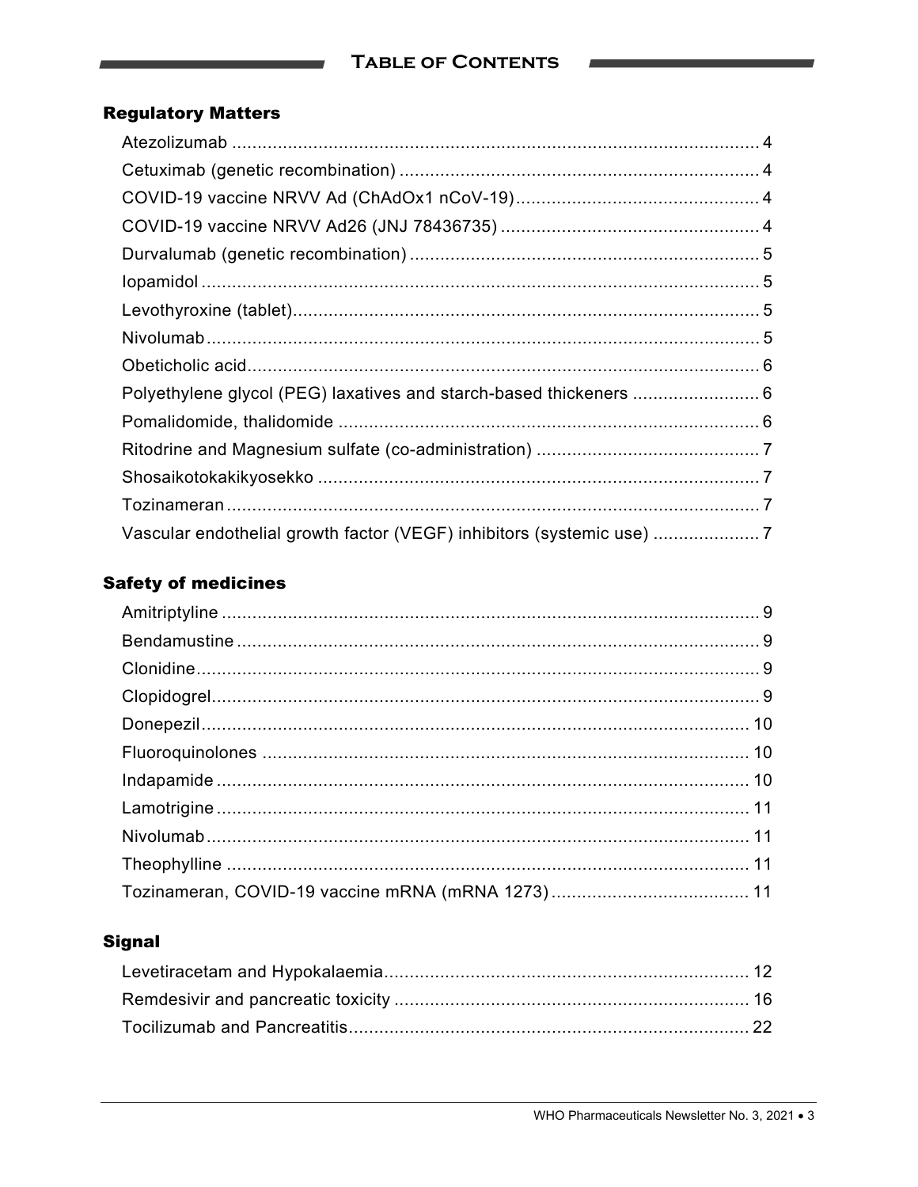# Table of Contents

## Regulatory Matters

- Atezolizumab ..... 4
- Cetuximab (genetic recombination) ..... 4
- COVID-19 vaccine NRVV Ad (ChAdOx1 nCoV-19) ..... 4
- COVID-19 vaccine NRVV Ad26 (JNJ 78436735) ..... 4
- Durvalumab (genetic recombination) ..... 5
- Iopamidol ..... 5
- Levothyroxine (tablet) ..... 5
- Nivolumab ..... 5
- Obeticholic acid ..... 6
- Polyethylene glycol (PEG) laxatives and starch-based thickeners ..... 6
- Pomalidomide, thalidomide ..... 6
- Ritodrine and Magnesium sulfate (co-administration) ..... 7
- Shosaikotokakikyosekko ..... 7
- Tozinameran ..... 7
- Vascular endothelial growth factor (VEGF) inhibitors (systemic use) ..... 7

## Safety of medicines

- Amitriptyline ..... 9
- Bendamustine ..... 9
- Clonidine ..... 9
- Clopidogrel ..... 9
- Donepezil ..... 10
- Fluoroquinolones ..... 10
- Indapamide ..... 10
- Lamotrigine ..... 11
- Nivolumab ..... 11
- Theophylline ..... 11
- Tozinameran, COVID-19 vaccine mRNA (mRNA 1273) ..... 11

## Signal

- Levetiracetam and Hypokalaemia ..... 12
- Remdesivir and pancreatic toxicity ..... 16
- Tocilizumab and Pancreatitis ..... 22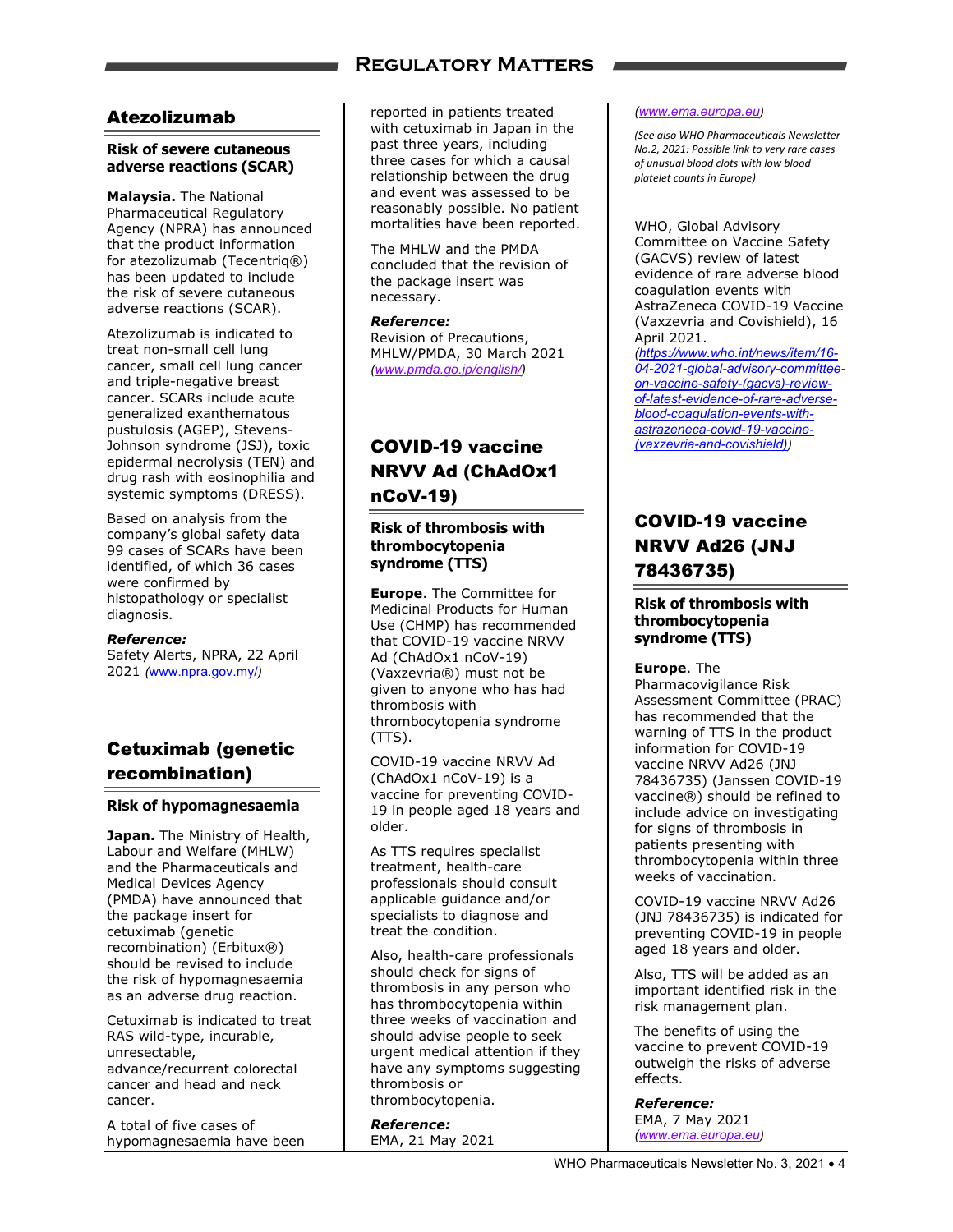## Atezolizumab

### Risk of severe cutaneous adverse reactions (SCAR)

**Malaysia.** The National Pharmaceutical Regulatory Agency (NPRA) has announced that the product information for atezolizumab (Tecentriq®) has been updated to include the risk of severe cutaneous adverse reactions (SCAR).

Atezolizumab is indicated to treat non-small cell lung cancer, small cell lung cancer and triple-negative breast cancer. SCARs include acute generalized exanthematous pustulosis (AGEP), Stevens-Johnson syndrome (JSJ), toxic epidermal necrolysis (TEN) and drug rash with eosinophilia and systemic symptoms (DRESS).

Based on analysis from the company's global safety data 99 cases of SCARs have been identified, of which 36 cases were confirmed by histopathology or specialist diagnosis.

***Reference:***
Safety Alerts, NPRA, 22 April 2021 *(www.npra.gov.my/)*

## Cetuximab (genetic recombination)

### Risk of hypomagnesaemia

**Japan.** The Ministry of Health, Labour and Welfare (MHLW) and the Pharmaceuticals and Medical Devices Agency (PMDA) have announced that the package insert for cetuximab (genetic recombination) (Erbitux®) should be revised to include the risk of hypomagnesaemia as an adverse drug reaction.

Cetuximab is indicated to treat RAS wild-type, incurable, unresectable, advance/recurrent colorectal cancer and head and neck cancer.

A total of five cases of hypomagnesaemia have been reported in patients treated with cetuximab in Japan in the past three years, including three cases for which a causal relationship between the drug and event was assessed to be reasonably possible. No patient mortalities have been reported.

The MHLW and the PMDA concluded that the revision of the package insert was necessary.

***Reference:***
Revision of Precautions, MHLW/PMDA, 30 March 2021 *(www.pmda.go.jp/english/)*

## COVID-19 vaccine NRVV Ad (ChAdOx1 nCoV-19)

### Risk of thrombosis with thrombocytopenia syndrome (TTS)

**Europe**. The Committee for Medicinal Products for Human Use (CHMP) has recommended that COVID-19 vaccine NRVV Ad (ChAdOx1 nCoV-19) (Vaxzevria®) must not be given to anyone who has had thrombosis with thrombocytopenia syndrome (TTS).

COVID-19 vaccine NRVV Ad (ChAdOx1 nCoV-19) is a vaccine for preventing COVID-19 in people aged 18 years and older.

As TTS requires specialist treatment, health-care professionals should consult applicable guidance and/or specialists to diagnose and treat the condition.

Also, health-care professionals should check for signs of thrombosis in any person who has thrombocytopenia within three weeks of vaccination and should advise people to seek urgent medical attention if they have any symptoms suggesting thrombosis or thrombocytopenia.

***Reference:***
EMA, 21 May 2021 *(www.ema.europa.eu)*

*(See also WHO Pharmaceuticals Newsletter No.2, 2021: Possible link to very rare cases of unusual blood clots with low blood platelet counts in Europe)*

WHO, Global Advisory Committee on Vaccine Safety (GACVS) review of latest evidence of rare adverse blood coagulation events with AstraZeneca COVID-19 Vaccine (Vaxzevria and Covishield), 16 April 2021. *(https://www.who.int/news/item/16-04-2021-global-advisory-committee-on-vaccine-safety-(gacvs)-review-of-latest-evidence-of-rare-adverse-blood-coagulation-events-with-astrazeneca-covid-19-vaccine-(vaxzevria-and-covishield))*

## COVID-19 vaccine NRVV Ad26 (JNJ 78436735)

### Risk of thrombosis with thrombocytopenia syndrome (TTS)

**Europe**. The Pharmacovigilance Risk Assessment Committee (PRAC) has recommended that the warning of TTS in the product information for COVID-19 vaccine NRVV Ad26 (JNJ 78436735) (Janssen COVID-19 vaccine®) should be refined to include advice on investigating for signs of thrombosis in patients presenting with thrombocytopenia within three weeks of vaccination.

COVID-19 vaccine NRVV Ad26 (JNJ 78436735) is indicated for preventing COVID-19 in people aged 18 years and older.

Also, TTS will be added as an important identified risk in the risk management plan.

The benefits of using the vaccine to prevent COVID-19 outweigh the risks of adverse effects.

***Reference:***
EMA, 7 May 2021 *(www.ema.europa.eu)*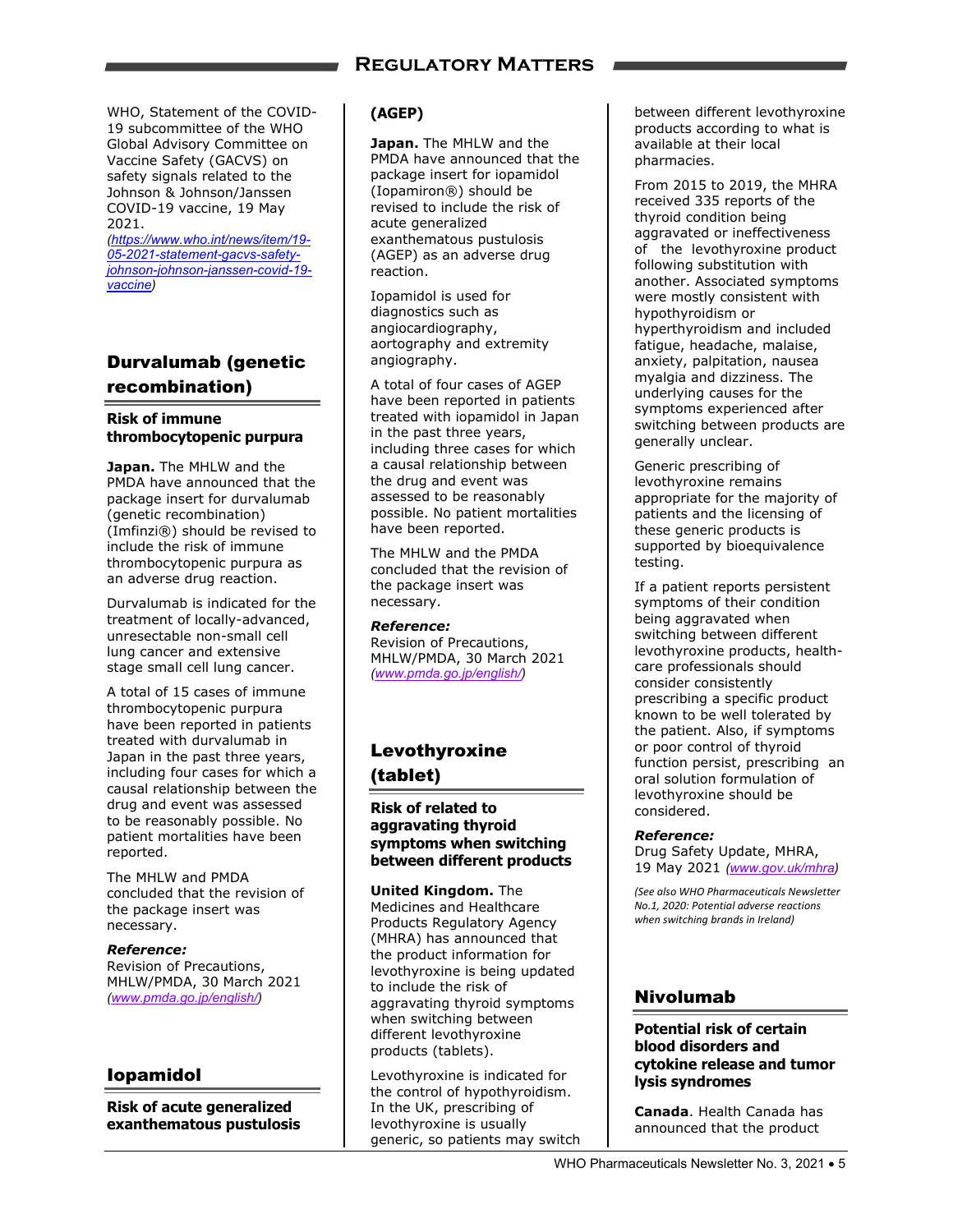WHO, Statement of the COVID-19 subcommittee of the WHO Global Advisory Committee on Vaccine Safety (GACVS) on safety signals related to the Johnson & Johnson/Janssen COVID-19 vaccine, 19 May 2021.
*(https://www.who.int/news/item/19-05-2021-statement-gacvs-safety-johnson-johnson-janssen-covid-19-vaccine)*

## Durvalumab (genetic recombination)

### Risk of immune thrombocytopenic purpura

**Japan.** The MHLW and the PMDA have announced that the package insert for durvalumab (genetic recombination) (Imfinzi®) should be revised to include the risk of immune thrombocytopenic purpura as an adverse drug reaction.

Durvalumab is indicated for the treatment of locally-advanced, unresectable non-small cell lung cancer and extensive stage small cell lung cancer.

A total of 15 cases of immune thrombocytopenic purpura have been reported in patients treated with durvalumab in Japan in the past three years, including four cases for which a causal relationship between the drug and event was assessed to be reasonably possible. No patient mortalities have been reported.

The MHLW and PMDA concluded that the revision of the package insert was necessary.

***Reference:***
Revision of Precautions, MHLW/PMDA, 30 March 2021
*(www.pmda.go.jp/english/)*

## Iopamidol

### Risk of acute generalized exanthematous pustulosis (AGEP)

**Japan.** The MHLW and the PMDA have announced that the package insert for iopamidol (Iopamiron®) should be revised to include the risk of acute generalized exanthematous pustulosis (AGEP) as an adverse drug reaction.

Iopamidol is used for diagnostics such as angiocardiography, aortography and extremity angiography.

A total of four cases of AGEP have been reported in patients treated with iopamidol in Japan in the past three years, including three cases for which a causal relationship between the drug and event was assessed to be reasonably possible. No patient mortalities have been reported.

The MHLW and the PMDA concluded that the revision of the package insert was necessary.

***Reference:***
Revision of Precautions, MHLW/PMDA, 30 March 2021
*(www.pmda.go.jp/english/)*

## Levothyroxine (tablet)

### Risk of related to aggravating thyroid symptoms when switching between different products

**United Kingdom.** The Medicines and Healthcare Products Regulatory Agency (MHRA) has announced that the product information for levothyroxine is being updated to include the risk of aggravating thyroid symptoms when switching between different levothyroxine products (tablets).

Levothyroxine is indicated for the control of hypothyroidism. In the UK, prescribing of levothyroxine is usually generic, so patients may switch between different levothyroxine products according to what is available at their local pharmacies.

From 2015 to 2019, the MHRA received 335 reports of the thyroid condition being aggravated or ineffectiveness of the levothyroxine product following substitution with another. Associated symptoms were mostly consistent with hypothyroidism or hyperthyroidism and included fatigue, headache, malaise, anxiety, palpitation, nausea myalgia and dizziness. The underlying causes for the symptoms experienced after switching between products are generally unclear.

Generic prescribing of levothyroxine remains appropriate for the majority of patients and the licensing of these generic products is supported by bioequivalence testing.

If a patient reports persistent symptoms of their condition being aggravated when switching between different levothyroxine products, health-care professionals should consider consistently prescribing a specific product known to be well tolerated by the patient. Also, if symptoms or poor control of thyroid function persist, prescribing an oral solution formulation of levothyroxine should be considered.

***Reference:***
Drug Safety Update, MHRA, 19 May 2021 *(www.gov.uk/mhra)*

*(See also WHO Pharmaceuticals Newsletter No.1, 2020: Potential adverse reactions when switching brands in Ireland)*

## Nivolumab

### Potential risk of certain blood disorders and cytokine release and tumor lysis syndromes

**Canada**. Health Canada has announced that the product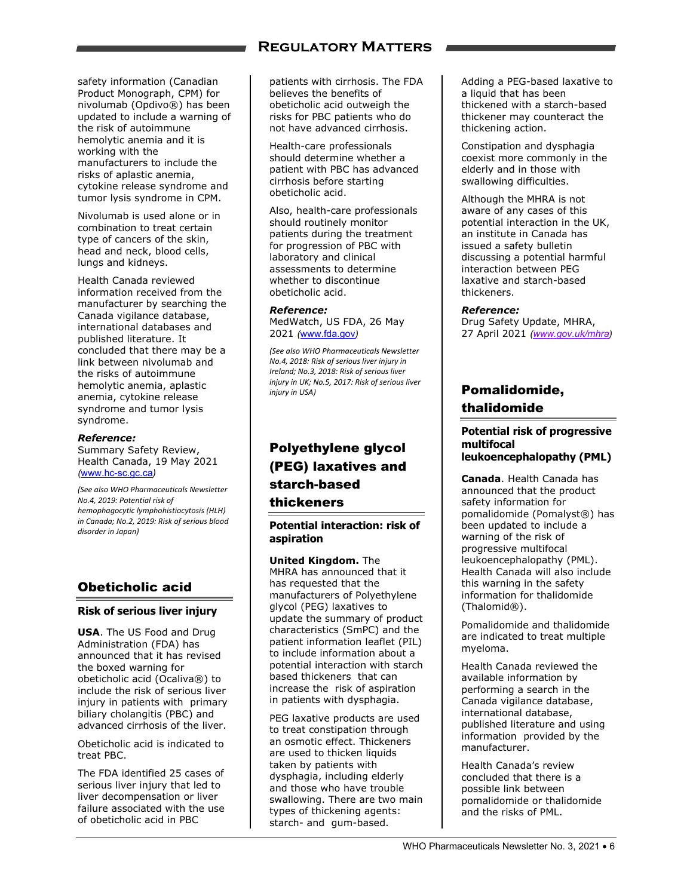safety information (Canadian Product Monograph, CPM) for nivolumab (Opdivo®) has been updated to include a warning of the risk of autoimmune hemolytic anemia and it is working with the manufacturers to include the risks of aplastic anemia, cytokine release syndrome and tumor lysis syndrome in CPM.

Nivolumab is used alone or in combination to treat certain type of cancers of the skin, head and neck, blood cells, lungs and kidneys.

Health Canada reviewed information received from the manufacturer by searching the Canada vigilance database, international databases and published literature. It concluded that there may be a link between nivolumab and the risks of autoimmune hemolytic anemia, aplastic anemia, cytokine release syndrome and tumor lysis syndrome.

***Reference:***
Summary Safety Review, Health Canada, 19 May 2021 *(www.hc-sc.gc.ca)*

*(See also WHO Pharmaceuticals Newsletter No.4, 2019: Potential risk of hemophagocytic lymphohistiocytosis (HLH) in Canada; No.2, 2019: Risk of serious blood disorder in Japan)*

## Obeticholic acid

### Risk of serious liver injury

**USA**. The US Food and Drug Administration (FDA) has announced that it has revised the boxed warning for obeticholic acid (Ocaliva®) to include the risk of serious liver injury in patients with primary biliary cholangitis (PBC) and advanced cirrhosis of the liver.

Obeticholic acid is indicated to treat PBC.

The FDA identified 25 cases of serious liver injury that led to liver decompensation or liver failure associated with the use of obeticholic acid in PBC patients with cirrhosis. The FDA believes the benefits of obeticholic acid outweigh the risks for PBC patients who do not have advanced cirrhosis.

Health-care professionals should determine whether a patient with PBC has advanced cirrhosis before starting obeticholic acid.

Also, health-care professionals should routinely monitor patients during the treatment for progression of PBC with laboratory and clinical assessments to determine whether to discontinue obeticholic acid.

***Reference:***
MedWatch, US FDA, 26 May 2021 *(www.fda.gov)*

*(See also WHO Pharmaceuticals Newsletter No.4, 2018: Risk of serious liver injury in Ireland; No.3, 2018: Risk of serious liver injury in UK; No.5, 2017: Risk of serious liver injury in USA)*

## Polyethylene glycol (PEG) laxatives and starch-based thickeners

### Potential interaction: risk of aspiration

**United Kingdom.** The MHRA has announced that it has requested that the manufacturers of Polyethylene glycol (PEG) laxatives to update the summary of product characteristics (SmPC) and the patient information leaflet (PIL) to include information about a potential interaction with starch based thickeners that can increase the risk of aspiration in patients with dysphagia.

PEG laxative products are used to treat constipation through an osmotic effect. Thickeners are used to thicken liquids taken by patients with dysphagia, including elderly and those who have trouble swallowing. There are two main types of thickening agents: starch- and gum-based. Adding a PEG-based laxative to a liquid that has been thickened with a starch-based thickener may counteract the thickening action.

Constipation and dysphagia coexist more commonly in the elderly and in those with swallowing difficulties.

Although the MHRA is not aware of any cases of this potential interaction in the UK, an institute in Canada has issued a safety bulletin discussing a potential harmful interaction between PEG laxative and starch-based thickeners.

***Reference:***
Drug Safety Update, MHRA, 27 April 2021 *(www.gov.uk/mhra)*

## Pomalidomide, thalidomide

### Potential risk of progressive multifocal leukoencephalopathy (PML)

**Canada**. Health Canada has announced that the product safety information for pomalidomide (Pomalyst®) has been updated to include a warning of the risk of progressive multifocal leukoencephalopathy (PML). Health Canada will also include this warning in the safety information for thalidomide (Thalomid®).

Pomalidomide and thalidomide are indicated to treat multiple myeloma.

Health Canada reviewed the available information by performing a search in the Canada vigilance database, international database, published literature and using information provided by the manufacturer.

Health Canada's review concluded that there is a possible link between pomalidomide or thalidomide and the risks of PML.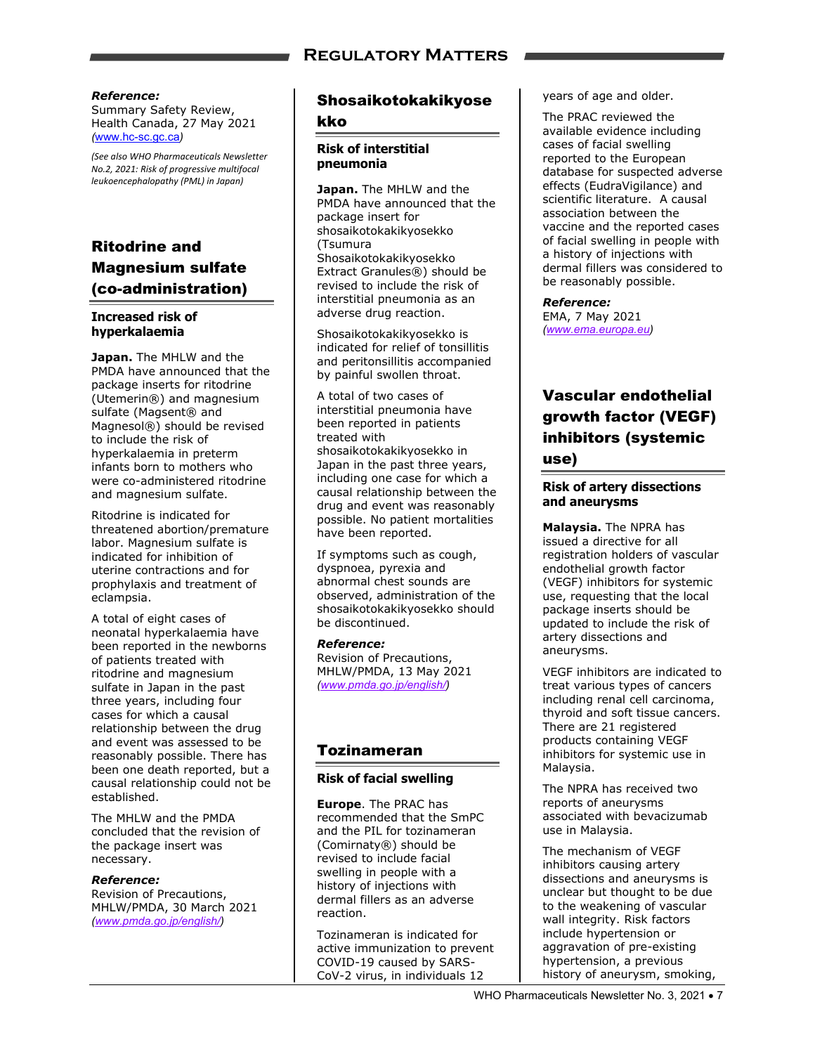***Reference:***
Summary Safety Review, Health Canada, 27 May 2021 *(www.hc-sc.gc.ca)*

*(See also WHO Pharmaceuticals Newsletter No.2, 2021: Risk of progressive multifocal leukoencephalopathy (PML) in Japan)*

## Ritodrine and Magnesium sulfate (co-administration)

### Increased risk of hyperkalaemia

**Japan.** The MHLW and the PMDA have announced that the package inserts for ritodrine (Utemerin®) and magnesium sulfate (Magsent® and Magnesol®) should be revised to include the risk of hyperkalaemia in preterm infants born to mothers who were co-administered ritodrine and magnesium sulfate.

Ritodrine is indicated for threatened abortion/premature labor. Magnesium sulfate is indicated for inhibition of uterine contractions and for prophylaxis and treatment of eclampsia.

A total of eight cases of neonatal hyperkalaemia have been reported in the newborns of patients treated with ritodrine and magnesium sulfate in Japan in the past three years, including four cases for which a causal relationship between the drug and event was assessed to be reasonably possible. There has been one death reported, but a causal relationship could not be established.

The MHLW and the PMDA concluded that the revision of the package insert was necessary.

***Reference:***
Revision of Precautions, MHLW/PMDA, 30 March 2021 *(www.pmda.go.jp/english/)*

## Shosaikotokakikyosekko

### Risk of interstitial pneumonia

**Japan.** The MHLW and the PMDA have announced that the package insert for shosaikotokakikyosekko (Tsumura Shosaikotokakikyosekko Extract Granules®) should be revised to include the risk of interstitial pneumonia as an adverse drug reaction.

Shosaikotokakikyosekko is indicated for relief of tonsillitis and peritonsillitis accompanied by painful swollen throat.

A total of two cases of interstitial pneumonia have been reported in patients treated with shosaikotokakikyosekko in Japan in the past three years, including one case for which a causal relationship between the drug and event was reasonably possible. No patient mortalities have been reported.

If symptoms such as cough, dyspnoea, pyrexia and abnormal chest sounds are observed, administration of the shosaikotokakikyosekko should be discontinued.

***Reference:***
Revision of Precautions, MHLW/PMDA, 13 May 2021 *(www.pmda.go.jp/english/)*

## Tozinameran

### Risk of facial swelling

**Europe**. The PRAC has recommended that the SmPC and the PIL for tozinameran (Comirnaty®) should be revised to include facial swelling in people with a history of injections with dermal fillers as an adverse reaction.

Tozinameran is indicated for active immunization to prevent COVID-19 caused by SARS-CoV-2 virus, in individuals 12 years of age and older.

The PRAC reviewed the available evidence including cases of facial swelling reported to the European database for suspected adverse effects (EudraVigilance) and scientific literature. A causal association between the vaccine and the reported cases of facial swelling in people with a history of injections with dermal fillers was considered to be reasonably possible.

***Reference:***
EMA, 7 May 2021 *(www.ema.europa.eu)*

## Vascular endothelial growth factor (VEGF) inhibitors (systemic use)

### Risk of artery dissections and aneurysms

**Malaysia.** The NPRA has issued a directive for all registration holders of vascular endothelial growth factor (VEGF) inhibitors for systemic use, requesting that the local package inserts should be updated to include the risk of artery dissections and aneurysms.

VEGF inhibitors are indicated to treat various types of cancers including renal cell carcinoma, thyroid and soft tissue cancers. There are 21 registered products containing VEGF inhibitors for systemic use in Malaysia.

The NPRA has received two reports of aneurysms associated with bevacizumab use in Malaysia.

The mechanism of VEGF inhibitors causing artery dissections and aneurysms is unclear but thought to be due to the weakening of vascular wall integrity. Risk factors include hypertension or aggravation of pre-existing hypertension, a previous history of aneurysm, smoking,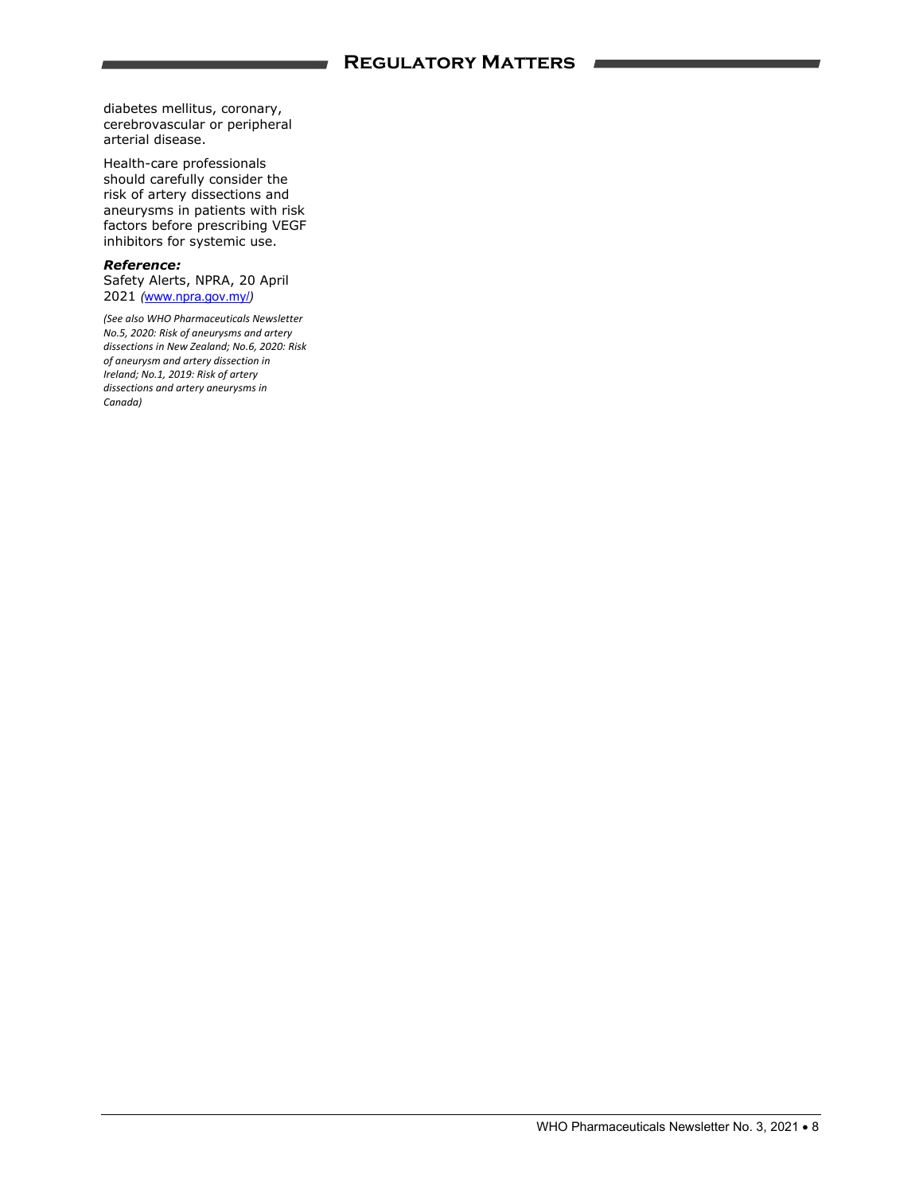diabetes mellitus, coronary, cerebrovascular or peripheral arterial disease.

Health-care professionals should carefully consider the risk of artery dissections and aneurysms in patients with risk factors before prescribing VEGF inhibitors for systemic use.

***Reference:***

Safety Alerts, NPRA, 20 April 2021 *(*[www.npra.gov.my/](www.npra.gov.my/)*)*

*(See also WHO Pharmaceuticals Newsletter No.5, 2020: Risk of aneurysms and artery dissections in New Zealand; No.6, 2020: Risk of aneurysm and artery dissection in Ireland; No.1, 2019: Risk of artery dissections and artery aneurysms in Canada)*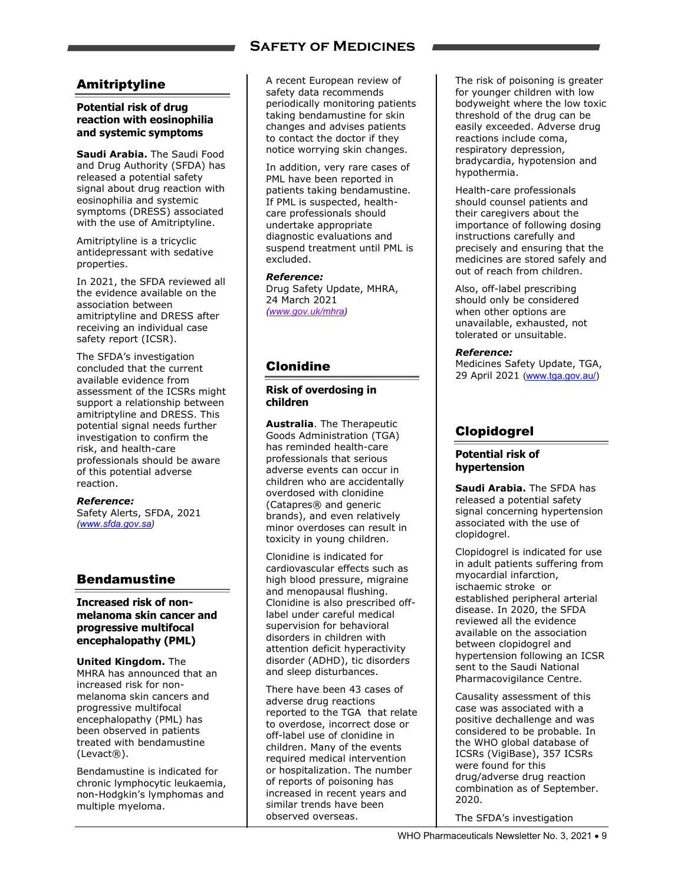## Amitriptyline

### Potential risk of drug reaction with eosinophilia and systemic symptoms

**Saudi Arabia.** The Saudi Food and Drug Authority (SFDA) has released a potential safety signal about drug reaction with eosinophilia and systemic symptoms (DRESS) associated with the use of Amitriptyline.

Amitriptyline is a tricyclic antidepressant with sedative properties.

In 2021, the SFDA reviewed all the evidence available on the association between amitriptyline and DRESS after receiving an individual case safety report (ICSR).

The SFDA's investigation concluded that the current available evidence from assessment of the ICSRs might support a relationship between amitriptyline and DRESS. This potential signal needs further investigation to confirm the risk, and health-care professionals should be aware of this potential adverse reaction.

***Reference:***
Safety Alerts, SFDA, 2021
*(www.sfda.gov.sa)*

## Bendamustine

### Increased risk of non-melanoma skin cancer and progressive multifocal encephalopathy (PML)

**United Kingdom.** The MHRA has announced that an increased risk for non-melanoma skin cancers and progressive multifocal encephalopathy (PML) has been observed in patients treated with bendamustine (Levact®).

Bendamustine is indicated for chronic lymphocytic leukaemia, non-Hodgkin's lymphomas and multiple myeloma.

A recent European review of safety data recommends periodically monitoring patients taking bendamustine for skin changes and advises patients to contact the doctor if they notice worrying skin changes.

In addition, very rare cases of PML have been reported in patients taking bendamustine. If PML is suspected, health-care professionals should undertake appropriate diagnostic evaluations and suspend treatment until PML is excluded.

***Reference:***
Drug Safety Update, MHRA, 24 March 2021
*(www.gov.uk/mhra)*

## Clonidine

### Risk of overdosing in children

**Australia**. The Therapeutic Goods Administration (TGA) has reminded health-care professionals that serious adverse events can occur in children who are accidentally overdosed with clonidine (Catapres® and generic brands), and even relatively minor overdoses can result in toxicity in young children.

Clonidine is indicated for cardiovascular effects such as high blood pressure, migraine and menopausal flushing. Clonidine is also prescribed off-label under careful medical supervision for behavioral disorders in children with attention deficit hyperactivity disorder (ADHD), tic disorders and sleep disturbances.

There have been 43 cases of adverse drug reactions reported to the TGA that relate to overdose, incorrect dose or off-label use of clonidine in children. Many of the events required medical intervention or hospitalization. The number of reports of poisoning has increased in recent years and similar trends have been observed overseas.

The risk of poisoning is greater for younger children with low bodyweight where the low toxic threshold of the drug can be easily exceeded. Adverse drug reactions include coma, respiratory depression, bradycardia, hypotension and hypothermia.

Health-care professionals should counsel patients and their caregivers about the importance of following dosing instructions carefully and precisely and ensuring that the medicines are stored safely and out of reach from children.

Also, off-label prescribing should only be considered when other options are unavailable, exhausted, not tolerated or unsuitable.

***Reference:***
Medicines Safety Update, TGA, 29 April 2021 (www.tga.gov.au/)

## Clopidogrel

### Potential risk of hypertension

**Saudi Arabia.** The SFDA has released a potential safety signal concerning hypertension associated with the use of clopidogrel.

Clopidogrel is indicated for use in adult patients suffering from myocardial infarction, ischaemic stroke or established peripheral arterial disease. In 2020, the SFDA reviewed all the evidence available on the association between clopidogrel and hypertension following an ICSR sent to the Saudi National Pharmacovigilance Centre.

Causality assessment of this case was associated with a positive dechallenge and was considered to be probable. In the WHO global database of ICSRs (VigiBase), 357 ICSRs were found for this drug/adverse drug reaction combination as of September. 2020.

The SFDA's investigation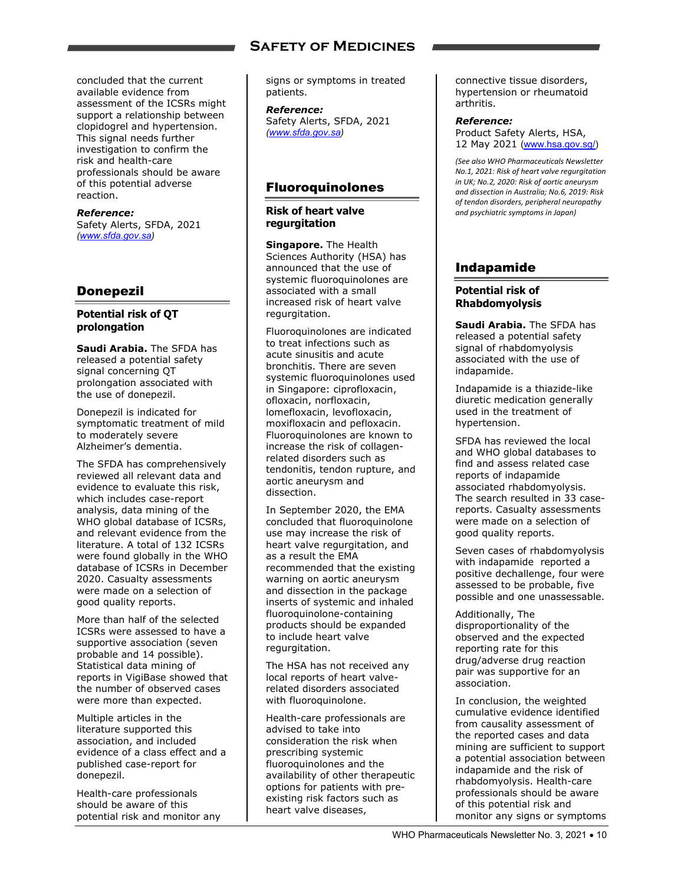concluded that the current available evidence from assessment of the ICSRs might support a relationship between clopidogrel and hypertension. This signal needs further investigation to confirm the risk and health-care professionals should be aware of this potential adverse reaction.

***Reference:***
Safety Alerts, SFDA, 2021 *(www.sfda.gov.sa)*

## Donepezil

### Potential risk of QT prolongation

**Saudi Arabia.** The SFDA has released a potential safety signal concerning QT prolongation associated with the use of donepezil.

Donepezil is indicated for symptomatic treatment of mild to moderately severe Alzheimer's dementia.

The SFDA has comprehensively reviewed all relevant data and evidence to evaluate this risk, which includes case-report analysis, data mining of the WHO global database of ICSRs, and relevant evidence from the literature. A total of 132 ICSRs were found globally in the WHO database of ICSRs in December 2020. Casualty assessments were made on a selection of good quality reports.

More than half of the selected ICSRs were assessed to have a supportive association (seven probable and 14 possible). Statistical data mining of reports in VigiBase showed that the number of observed cases were more than expected.

Multiple articles in the literature supported this association, and included evidence of a class effect and a published case-report for donepezil.

Health-care professionals should be aware of this potential risk and monitor any signs or symptoms in treated patients.

***Reference:***
Safety Alerts, SFDA, 2021 *(www.sfda.gov.sa)*

## Fluoroquinolones

### Risk of heart valve regurgitation

**Singapore.** The Health Sciences Authority (HSA) has announced that the use of systemic fluoroquinolones are associated with a small increased risk of heart valve regurgitation.

Fluoroquinolones are indicated to treat infections such as acute sinusitis and acute bronchitis. There are seven systemic fluoroquinolones used in Singapore: ciprofloxacin, ofloxacin, norfloxacin, lomefloxacin, levofloxacin, moxifloxacin and pefloxacin. Fluoroquinolones are known to increase the risk of collagen-related disorders such as tendonitis, tendon rupture, and aortic aneurysm and dissection.

In September 2020, the EMA concluded that fluoroquinolone use may increase the risk of heart valve regurgitation, and as a result the EMA recommended that the existing warning on aortic aneurysm and dissection in the package inserts of systemic and inhaled fluoroquinolone-containing products should be expanded to include heart valve regurgitation.

The HSA has not received any local reports of heart valve-related disorders associated with fluoroquinolone.

Health-care professionals are advised to take into consideration the risk when prescribing systemic fluoroquinolones and the availability of other therapeutic options for patients with pre-existing risk factors such as heart valve diseases, connective tissue disorders, hypertension or rheumatoid arthritis.

***Reference:***
Product Safety Alerts, HSA, 12 May 2021 (www.hsa.gov.sg/)

*(See also WHO Pharmaceuticals Newsletter No.1, 2021: Risk of heart valve regurgitation in UK; No.2, 2020: Risk of aortic aneurysm and dissection in Australia; No.6, 2019: Risk of tendon disorders, peripheral neuropathy and psychiatric symptoms in Japan)*

## Indapamide

### Potential risk of Rhabdomyolysis

**Saudi Arabia.** The SFDA has released a potential safety signal of rhabdomyolysis associated with the use of indapamide.

Indapamide is a thiazide-like diuretic medication generally used in the treatment of hypertension.

SFDA has reviewed the local and WHO global databases to find and assess related case reports of indapamide associated rhabdomyolysis. The search resulted in 33 case-reports. Casualty assessments were made on a selection of good quality reports.

Seven cases of rhabdomyolysis with indapamide reported a positive dechallenge, four were assessed to be probable, five possible and one unassessable.

Additionally, The disproportionality of the observed and the expected reporting rate for this drug/adverse drug reaction pair was supportive for an association.

In conclusion, the weighted cumulative evidence identified from causality assessment of the reported cases and data mining are sufficient to support a potential association between indapamide and the risk of rhabdomyolysis. Health-care professionals should be aware of this potential risk and monitor any signs or symptoms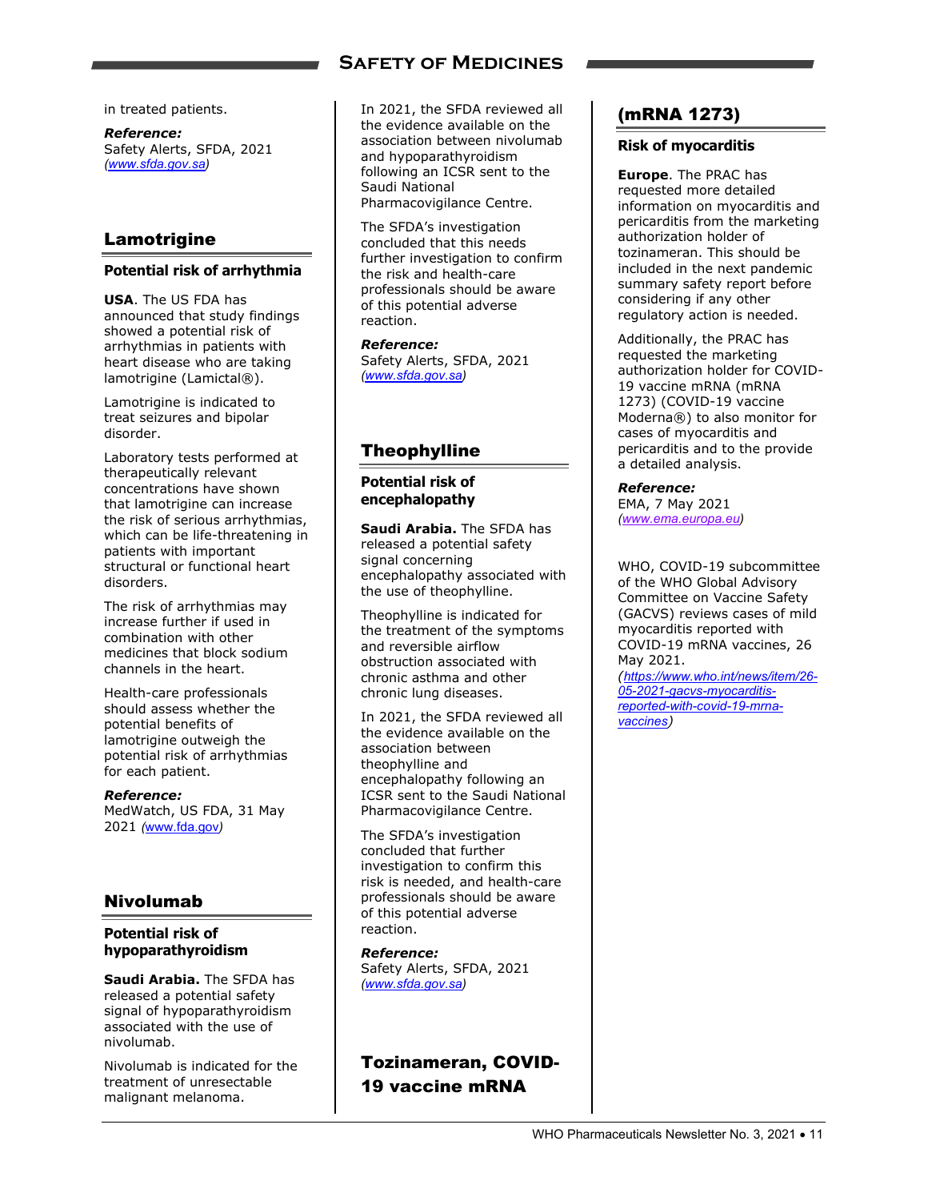in treated patients.

***Reference:***
Safety Alerts, SFDA, 2021
*(www.sfda.gov.sa)*

## Lamotrigine

### Potential risk of arrhythmia

**USA**. The US FDA has announced that study findings showed a potential risk of arrhythmias in patients with heart disease who are taking lamotrigine (Lamictal®).

Lamotrigine is indicated to treat seizures and bipolar disorder.

Laboratory tests performed at therapeutically relevant concentrations have shown that lamotrigine can increase the risk of serious arrhythmias, which can be life-threatening in patients with important structural or functional heart disorders.

The risk of arrhythmias may increase further if used in combination with other medicines that block sodium channels in the heart.

Health-care professionals should assess whether the potential benefits of lamotrigine outweigh the potential risk of arrhythmias for each patient.

***Reference:***
MedWatch, US FDA, 31 May 2021 *(www.fda.gov)*

## Nivolumab

### Potential risk of hypoparathyroidism

**Saudi Arabia.** The SFDA has released a potential safety signal of hypoparathyroidism associated with the use of nivolumab.

Nivolumab is indicated for the treatment of unresectable malignant melanoma.

In 2021, the SFDA reviewed all the evidence available on the association between nivolumab and hypoparathyroidism following an ICSR sent to the Saudi National Pharmacovigilance Centre.

The SFDA's investigation concluded that this needs further investigation to confirm the risk and health-care professionals should be aware of this potential adverse reaction.

***Reference:***
Safety Alerts, SFDA, 2021
*(www.sfda.gov.sa)*

## Theophylline

### Potential risk of encephalopathy

**Saudi Arabia.** The SFDA has released a potential safety signal concerning encephalopathy associated with the use of theophylline.

Theophylline is indicated for the treatment of the symptoms and reversible airflow obstruction associated with chronic asthma and other chronic lung diseases.

In 2021, the SFDA reviewed all the evidence available on the association between theophylline and encephalopathy following an ICSR sent to the Saudi National Pharmacovigilance Centre.

The SFDA's investigation concluded that further investigation to confirm this risk is needed, and health-care professionals should be aware of this potential adverse reaction.

***Reference:***
Safety Alerts, SFDA, 2021
*(www.sfda.gov.sa)*

## Tozinameran, COVID-19 vaccine mRNA (mRNA 1273)

### Risk of myocarditis

**Europe**. The PRAC has requested more detailed information on myocarditis and pericarditis from the marketing authorization holder of tozinameran. This should be included in the next pandemic summary safety report before considering if any other regulatory action is needed.

Additionally, the PRAC has requested the marketing authorization holder for COVID-19 vaccine mRNA (mRNA 1273) (COVID-19 vaccine Moderna®) to also monitor for cases of myocarditis and pericarditis and to the provide a detailed analysis.

***Reference:***
EMA, 7 May 2021
*(www.ema.europa.eu)*

WHO, COVID-19 subcommittee of the WHO Global Advisory Committee on Vaccine Safety (GACVS) reviews cases of mild myocarditis reported with COVID-19 mRNA vaccines, 26 May 2021.
*(https://www.who.int/news/item/26-05-2021-gacvs-myocarditis-reported-with-covid-19-mrna-vaccines)*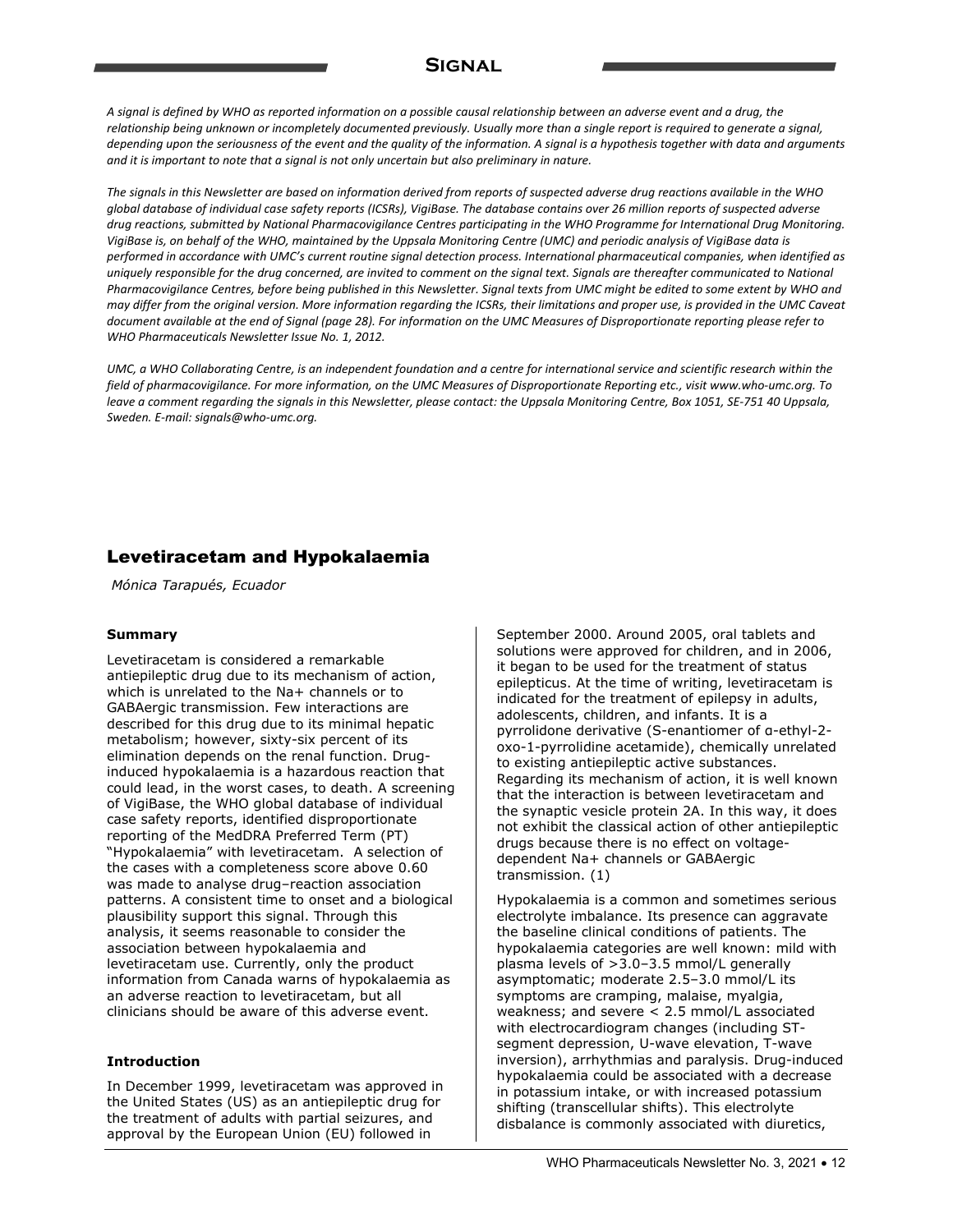## Signal

*A signal is defined by WHO as reported information on a possible causal relationship between an adverse event and a drug, the relationship being unknown or incompletely documented previously. Usually more than a single report is required to generate a signal, depending upon the seriousness of the event and the quality of the information. A signal is a hypothesis together with data and arguments and it is important to note that a signal is not only uncertain but also preliminary in nature.*

*The signals in this Newsletter are based on information derived from reports of suspected adverse drug reactions available in the WHO global database of individual case safety reports (ICSRs), VigiBase. The database contains over 26 million reports of suspected adverse drug reactions, submitted by National Pharmacovigilance Centres participating in the WHO Programme for International Drug Monitoring. VigiBase is, on behalf of the WHO, maintained by the Uppsala Monitoring Centre (UMC) and periodic analysis of VigiBase data is performed in accordance with UMC's current routine signal detection process. International pharmaceutical companies, when identified as uniquely responsible for the drug concerned, are invited to comment on the signal text. Signals are thereafter communicated to National Pharmacovigilance Centres, before being published in this Newsletter. Signal texts from UMC might be edited to some extent by WHO and may differ from the original version. More information regarding the ICSRs, their limitations and proper use, is provided in the UMC Caveat document available at the end of Signal (page 28). For information on the UMC Measures of Disproportionate reporting please refer to WHO Pharmaceuticals Newsletter Issue No. 1, 2012.*

*UMC, a WHO Collaborating Centre, is an independent foundation and a centre for international service and scientific research within the field of pharmacovigilance. For more information, on the UMC Measures of Disproportionate Reporting etc., visit www.who-umc.org. To leave a comment regarding the signals in this Newsletter, please contact: the Uppsala Monitoring Centre, Box 1051, SE-751 40 Uppsala, Sweden. E-mail: signals@who-umc.org.*

## Levetiracetam and Hypokalaemia

*Mónica Tarapués, Ecuador*

### Summary

Levetiracetam is considered a remarkable antiepileptic drug due to its mechanism of action, which is unrelated to the Na+ channels or to GABAergic transmission. Few interactions are described for this drug due to its minimal hepatic metabolism; however, sixty-six percent of its elimination depends on the renal function. Drug-induced hypokalaemia is a hazardous reaction that could lead, in the worst cases, to death. A screening of VigiBase, the WHO global database of individual case safety reports, identified disproportionate reporting of the MedDRA Preferred Term (PT) "Hypokalaemia" with levetiracetam. A selection of the cases with a completeness score above 0.60 was made to analyse drug–reaction association patterns. A consistent time to onset and a biological plausibility support this signal. Through this analysis, it seems reasonable to consider the association between hypokalaemia and levetiracetam use. Currently, only the product information from Canada warns of hypokalaemia as an adverse reaction to levetiracetam, but all clinicians should be aware of this adverse event.

### Introduction

In December 1999, levetiracetam was approved in the United States (US) as an antiepileptic drug for the treatment of adults with partial seizures, and approval by the European Union (EU) followed in September 2000. Around 2005, oral tablets and solutions were approved for children, and in 2006, it began to be used for the treatment of status epilepticus. At the time of writing, levetiracetam is indicated for the treatment of epilepsy in adults, adolescents, children, and infants. It is a pyrrolidone derivative (S-enantiomer of α-ethyl-2-oxo-1-pyrrolidine acetamide), chemically unrelated to existing antiepileptic active substances. Regarding its mechanism of action, it is well known that the interaction is between levetiracetam and the synaptic vesicle protein 2A. In this way, it does not exhibit the classical action of other antiepileptic drugs because there is no effect on voltage-dependent Na+ channels or GABAergic transmission. (1)

Hypokalaemia is a common and sometimes serious electrolyte imbalance. Its presence can aggravate the baseline clinical conditions of patients. The hypokalaemia categories are well known: mild with plasma levels of >3.0–3.5 mmol/L generally asymptomatic; moderate 2.5–3.0 mmol/L its symptoms are cramping, malaise, myalgia, weakness; and severe < 2.5 mmol/L associated with electrocardiogram changes (including ST-segment depression, U-wave elevation, T-wave inversion), arrhythmias and paralysis. Drug-induced hypokalaemia could be associated with a decrease in potassium intake, or with increased potassium shifting (transcellular shifts). This electrolyte disbalance is commonly associated with diuretics,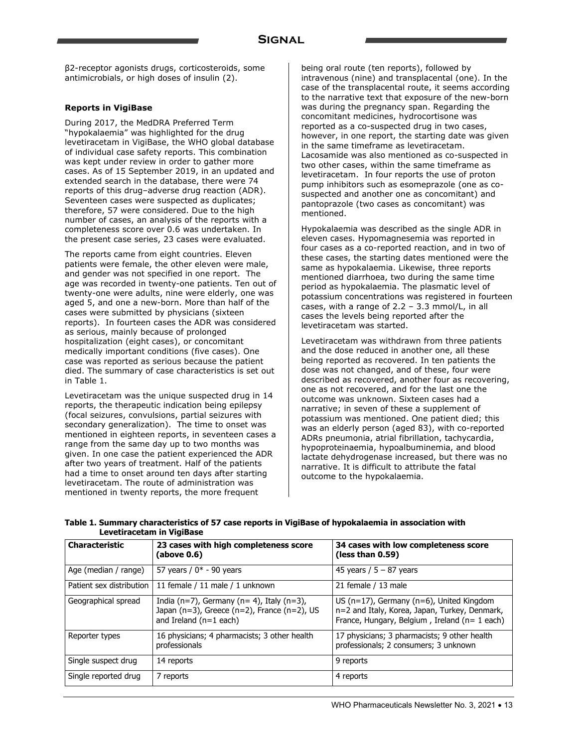β2-receptor agonists drugs, corticosteroids, some antimicrobials, or high doses of insulin (2).

**Reports in VigiBase**

During 2017, the MedDRA Preferred Term "hypokalaemia" was highlighted for the drug levetiracetam in VigiBase, the WHO global database of individual case safety reports. This combination was kept under review in order to gather more cases. As of 15 September 2019, in an updated and extended search in the database, there were 74 reports of this drug–adverse drug reaction (ADR). Seventeen cases were suspected as duplicates; therefore, 57 were considered. Due to the high number of cases, an analysis of the reports with a completeness score over 0.6 was undertaken. In the present case series, 23 cases were evaluated.

The reports came from eight countries. Eleven patients were female, the other eleven were male, and gender was not specified in one report. The age was recorded in twenty-one patients. Ten out of twenty-one were adults, nine were elderly, one was aged 5, and one a new-born. More than half of the cases were submitted by physicians (sixteen reports). In fourteen cases the ADR was considered as serious, mainly because of prolonged hospitalization (eight cases), or concomitant medically important conditions (five cases). One case was reported as serious because the patient died. The summary of case characteristics is set out in Table 1.

Levetiracetam was the unique suspected drug in 14 reports, the therapeutic indication being epilepsy (focal seizures, convulsions, partial seizures with secondary generalization). The time to onset was mentioned in eighteen reports, in seventeen cases a range from the same day up to two months was given. In one case the patient experienced the ADR after two years of treatment. Half of the patients had a time to onset around ten days after starting levetiracetam. The route of administration was mentioned in twenty reports, the more frequent being oral route (ten reports), followed by intravenous (nine) and transplacental (one). In the case of the transplacental route, it seems according to the narrative text that exposure of the new-born was during the pregnancy span. Regarding the concomitant medicines, hydrocortisone was reported as a co-suspected drug in two cases, however, in one report, the starting date was given in the same timeframe as levetiracetam. Lacosamide was also mentioned as co-suspected in two other cases, within the same timeframe as levetiracetam. In four reports the use of proton pump inhibitors such as esomeprazole (one as co-suspected and another one as concomitant) and pantoprazole (two cases as concomitant) was mentioned.

Hypokalaemia was described as the single ADR in eleven cases. Hypomagnesemia was reported in four cases as a co-reported reaction, and in two of these cases, the starting dates mentioned were the same as hypokalaemia. Likewise, three reports mentioned diarrhoea, two during the same time period as hypokalaemia. The plasmatic level of potassium concentrations was registered in fourteen cases, with a range of 2.2 – 3.3 mmol/L, in all cases the levels being reported after the levetiracetam was started.

Levetiracetam was withdrawn from three patients and the dose reduced in another one, all these being reported as recovered. In ten patients the dose was not changed, and of these, four were described as recovered, another four as recovering, one as not recovered, and for the last one the outcome was unknown. Sixteen cases had a narrative; in seven of these a supplement of potassium was mentioned. One patient died; this was an elderly person (aged 83), with co-reported ADRs pneumonia, atrial fibrillation, tachycardia, hypoproteinaemia, hypoalbuminemia, and blood lactate dehydrogenase increased, but there was no narrative. It is difficult to attribute the fatal outcome to the hypokalaemia.

**Table 1. Summary characteristics of 57 case reports in VigiBase of hypokalaemia in association with Levetiracetam in VigiBase**

| Characteristic | 23 cases with high completeness score (above 0.6) | 34 cases with low completeness score (less than 0.59) |
|---|---|---|
| Age (median / range) | 57 years / 0* - 90 years | 45 years / 5 – 87 years |
| Patient sex distribution | 11 female / 11 male / 1 unknown | 21 female / 13 male |
| Geographical spread | India (n=7), Germany (n= 4), Italy (n=3), Japan (n=3), Greece (n=2), France (n=2), US and Ireland (n=1 each) | US (n=17), Germany (n=6), United Kingdom n=2 and Italy, Korea, Japan, Turkey, Denmark, France, Hungary, Belgium , Ireland (n= 1 each) |
| Reporter types | 16 physicians; 4 pharmacists; 3 other health professionals | 17 physicians; 3 pharmacists; 9 other health professionals; 2 consumers; 3 unknown |
| Single suspect drug | 14 reports | 9 reports |
| Single reported drug | 7 reports | 4 reports |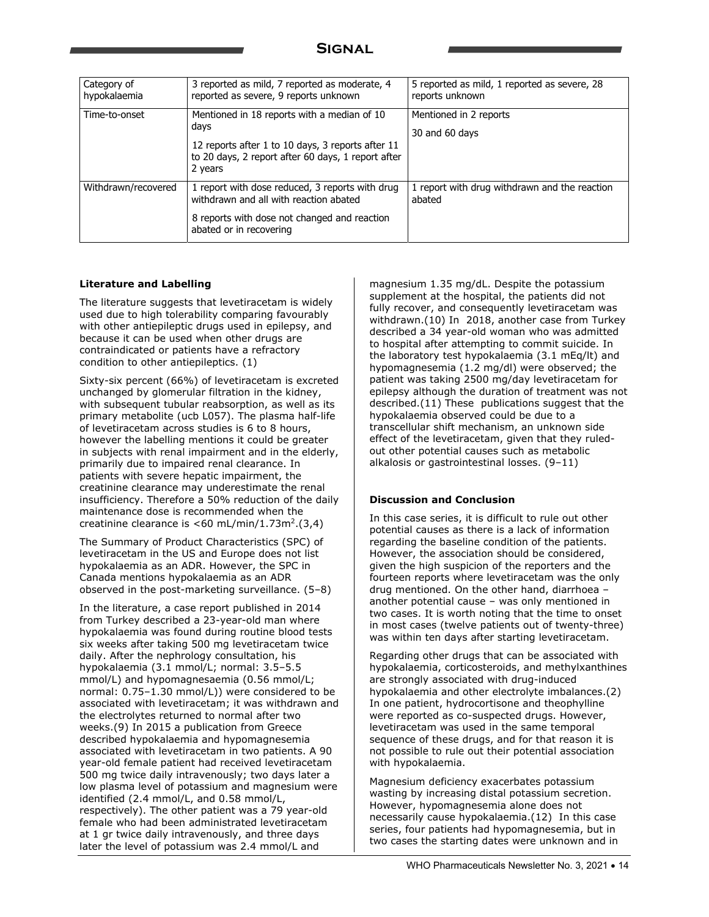| Category of hypokalaemia | 3 reported as mild, 7 reported as moderate, 4 reported as severe, 9 reports unknown | 5 reported as mild, 1 reported as severe, 28 reports unknown |
| --- | --- | --- |
| Time-to-onset | Mentioned in 18 reports with a median of 10 days<br><br>12 reports after 1 to 10 days, 3 reports after 11 to 20 days, 2 report after 60 days, 1 report after 2 years | Mentioned in 2 reports<br><br>30 and 60 days |
| Withdrawn/recovered | 1 report with dose reduced, 3 reports with drug withdrawn and all with reaction abated<br><br>8 reports with dose not changed and reaction abated or in recovering | 1 report with drug withdrawn and the reaction abated |

**Literature and Labelling**

The literature suggests that levetiracetam is widely used due to high tolerability comparing favourably with other antiepileptic drugs used in epilepsy, and because it can be used when other drugs are contraindicated or patients have a refractory condition to other antiepileptics. (1)

Sixty-six percent (66%) of levetiracetam is excreted unchanged by glomerular filtration in the kidney, with subsequent tubular reabsorption, as well as its primary metabolite (ucb L057). The plasma half-life of levetiracetam across studies is 6 to 8 hours, however the labelling mentions it could be greater in subjects with renal impairment and in the elderly, primarily due to impaired renal clearance. In patients with severe hepatic impairment, the creatinine clearance may underestimate the renal insufficiency. Therefore a 50% reduction of the daily maintenance dose is recommended when the creatinine clearance is <60 mL/min/1.73m$^2$.(3,4)

The Summary of Product Characteristics (SPC) of levetiracetam in the US and Europe does not list hypokalaemia as an ADR. However, the SPC in Canada mentions hypokalaemia as an ADR observed in the post-marketing surveillance. (5–8)

In the literature, a case report published in 2014 from Turkey described a 23-year-old man where hypokalaemia was found during routine blood tests six weeks after taking 500 mg levetiracetam twice daily. After the nephrology consultation, his hypokalaemia (3.1 mmol/L; normal: 3.5–5.5 mmol/L) and hypomagnesaemia (0.56 mmol/L; normal: 0.75–1.30 mmol/L)) were considered to be associated with levetiracetam; it was withdrawn and the electrolytes returned to normal after two weeks.(9) In 2015 a publication from Greece described hypokalaemia and hypomagnesemia associated with levetiracetam in two patients. A 90 year-old female patient had received levetiracetam 500 mg twice daily intravenously; two days later a low plasma level of potassium and magnesium were identified (2.4 mmol/L, and 0.58 mmol/L, respectively). The other patient was a 79 year-old female who had been administrated levetiracetam at 1 gr twice daily intravenously, and three days later the level of potassium was 2.4 mmol/L and magnesium 1.35 mg/dL. Despite the potassium supplement at the hospital, the patients did not fully recover, and consequently levetiracetam was withdrawn.(10) In 2018, another case from Turkey described a 34 year-old woman who was admitted to hospital after attempting to commit suicide. In the laboratory test hypokalaemia (3.1 mEq/lt) and hypomagnesemia (1.2 mg/dl) were observed; the patient was taking 2500 mg/day levetiracetam for epilepsy although the duration of treatment was not described.(11) These publications suggest that the hypokalaemia observed could be due to a transcellular shift mechanism, an unknown side effect of the levetiracetam, given that they ruled-out other potential causes such as metabolic alkalosis or gastrointestinal losses. (9–11)

**Discussion and Conclusion**

In this case series, it is difficult to rule out other potential causes as there is a lack of information regarding the baseline condition of the patients. However, the association should be considered, given the high suspicion of the reporters and the fourteen reports where levetiracetam was the only drug mentioned. On the other hand, diarrhoea – another potential cause – was only mentioned in two cases. It is worth noting that the time to onset in most cases (twelve patients out of twenty-three) was within ten days after starting levetiracetam.

Regarding other drugs that can be associated with hypokalaemia, corticosteroids, and methylxanthines are strongly associated with drug-induced hypokalaemia and other electrolyte imbalances.(2) In one patient, hydrocortisone and theophylline were reported as co-suspected drugs. However, levetiracetam was used in the same temporal sequence of these drugs, and for that reason it is not possible to rule out their potential association with hypokalaemia.

Magnesium deficiency exacerbates potassium wasting by increasing distal potassium secretion. However, hypomagnesemia alone does not necessarily cause hypokalaemia.(12) In this case series, four patients had hypomagnesemia, but in two cases the starting dates were unknown and in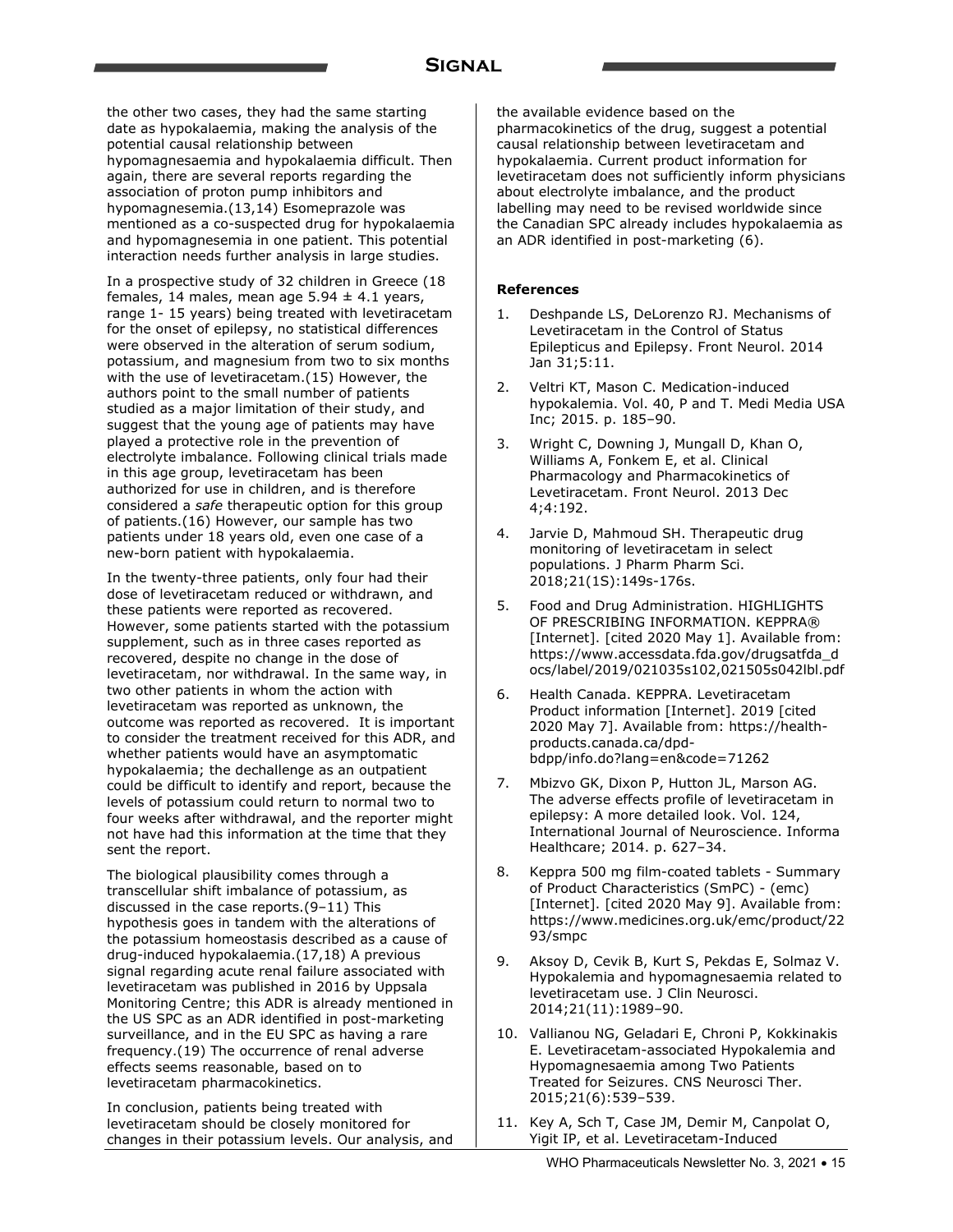the other two cases, they had the same starting date as hypokalaemia, making the analysis of the potential causal relationship between hypomagnesaemia and hypokalaemia difficult. Then again, there are several reports regarding the association of proton pump inhibitors and hypomagnesemia.(13,14) Esomeprazole was mentioned as a co-suspected drug for hypokalaemia and hypomagnesemia in one patient. This potential interaction needs further analysis in large studies.

In a prospective study of 32 children in Greece (18 females, 14 males, mean age 5.94 ± 4.1 years, range 1- 15 years) being treated with levetiracetam for the onset of epilepsy, no statistical differences were observed in the alteration of serum sodium, potassium, and magnesium from two to six months with the use of levetiracetam.(15) However, the authors point to the small number of patients studied as a major limitation of their study, and suggest that the young age of patients may have played a protective role in the prevention of electrolyte imbalance. Following clinical trials made in this age group, levetiracetam has been authorized for use in children, and is therefore considered a *safe* therapeutic option for this group of patients.(16) However, our sample has two patients under 18 years old, even one case of a new-born patient with hypokalaemia.

In the twenty-three patients, only four had their dose of levetiracetam reduced or withdrawn, and these patients were reported as recovered. However, some patients started with the potassium supplement, such as in three cases reported as recovered, despite no change in the dose of levetiracetam, nor withdrawal. In the same way, in two other patients in whom the action with levetiracetam was reported as unknown, the outcome was reported as recovered. It is important to consider the treatment received for this ADR, and whether patients would have an asymptomatic hypokalaemia; the dechallenge as an outpatient could be difficult to identify and report, because the levels of potassium could return to normal two to four weeks after withdrawal, and the reporter might not have had this information at the time that they sent the report.

The biological plausibility comes through a transcellular shift imbalance of potassium, as discussed in the case reports.(9–11) This hypothesis goes in tandem with the alterations of the potassium homeostasis described as a cause of drug-induced hypokalaemia.(17,18) A previous signal regarding acute renal failure associated with levetiracetam was published in 2016 by Uppsala Monitoring Centre; this ADR is already mentioned in the US SPC as an ADR identified in post-marketing surveillance, and in the EU SPC as having a rare frequency.(19) The occurrence of renal adverse effects seems reasonable, based on to levetiracetam pharmacokinetics.

In conclusion, patients being treated with levetiracetam should be closely monitored for changes in their potassium levels. Our analysis, and the available evidence based on the pharmacokinetics of the drug, suggest a potential causal relationship between levetiracetam and hypokalaemia. Current product information for levetiracetam does not sufficiently inform physicians about electrolyte imbalance, and the product labelling may need to be revised worldwide since the Canadian SPC already includes hypokalaemia as an ADR identified in post-marketing (6).

**References**

1. Deshpande LS, DeLorenzo RJ. Mechanisms of Levetiracetam in the Control of Status Epilepticus and Epilepsy. Front Neurol. 2014 Jan 31;5:11.
2. Veltri KT, Mason C. Medication-induced hypokalemia. Vol. 40, P and T. Medi Media USA Inc; 2015. p. 185–90.
3. Wright C, Downing J, Mungall D, Khan O, Williams A, Fonkem E, et al. Clinical Pharmacology and Pharmacokinetics of Levetiracetam. Front Neurol. 2013 Dec 4;4:192.
4. Jarvie D, Mahmoud SH. Therapeutic drug monitoring of levetiracetam in select populations. J Pharm Pharm Sci. 2018;21(1S):149s-176s.
5. Food and Drug Administration. HIGHLIGHTS OF PRESCRIBING INFORMATION. KEPPRA® [Internet]. [cited 2020 May 1]. Available from: https://www.accessdata.fda.gov/drugsatfda_docs/label/2019/021035s102,021505s042lbl.pdf
6. Health Canada. KEPPRA. Levetiracetam Product information [Internet]. 2019 [cited 2020 May 7]. Available from: https://health-products.canada.ca/dpd-bdpp/info.do?lang=en&code=71262
7. Mbizvo GK, Dixon P, Hutton JL, Marson AG. The adverse effects profile of levetiracetam in epilepsy: A more detailed look. Vol. 124, International Journal of Neuroscience. Informa Healthcare; 2014. p. 627–34.
8. Keppra 500 mg film-coated tablets - Summary of Product Characteristics (SmPC) - (emc) [Internet]. [cited 2020 May 9]. Available from: https://www.medicines.org.uk/emc/product/2293/smpc
9. Aksoy D, Cevik B, Kurt S, Pekdas E, Solmaz V. Hypokalemia and hypomagnesaemia related to levetiracetam use. J Clin Neurosci. 2014;21(11):1989–90.
10. Vallianou NG, Geladari E, Chroni P, Kokkinakis E. Levetiracetam-associated Hypokalemia and Hypomagnesaemia among Two Patients Treated for Seizures. CNS Neurosci Ther. 2015;21(6):539–539.
11. Key A, Sch T, Case JM, Demir M, Canpolat O, Yigit IP, et al. Levetiracetam-Induced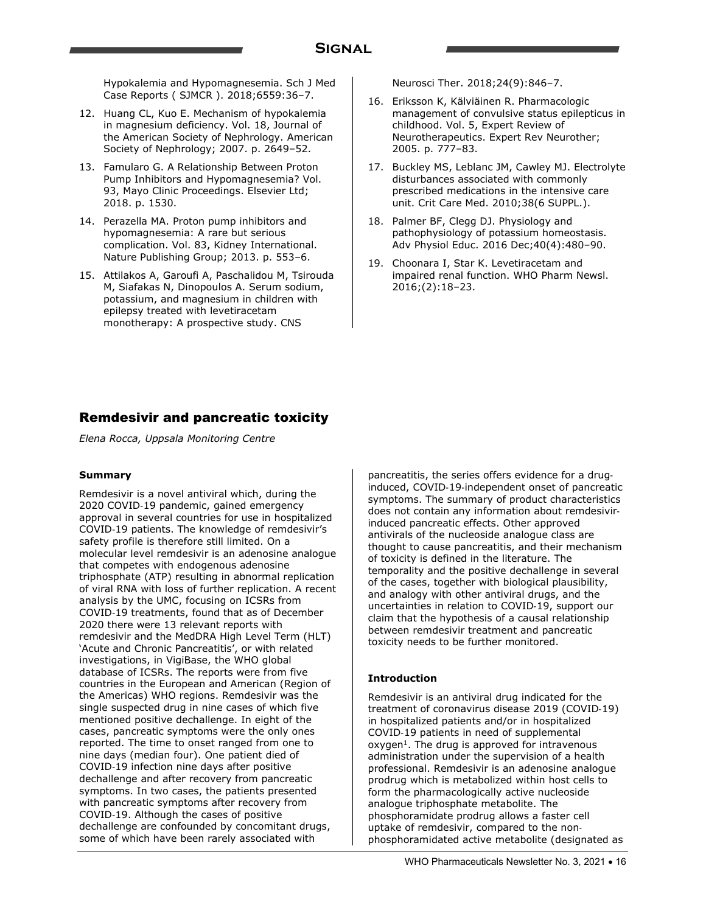Hypokalemia and Hypomagnesemia. Sch J Med Case Reports ( SJMCR ). 2018;6559:36–7.

12. Huang CL, Kuo E. Mechanism of hypokalemia in magnesium deficiency. Vol. 18, Journal of the American Society of Nephrology. American Society of Nephrology; 2007. p. 2649–52.
13. Famularo G. A Relationship Between Proton Pump Inhibitors and Hypomagnesemia? Vol. 93, Mayo Clinic Proceedings. Elsevier Ltd; 2018. p. 1530.
14. Perazella MA. Proton pump inhibitors and hypomagnesemia: A rare but serious complication. Vol. 83, Kidney International. Nature Publishing Group; 2013. p. 553–6.
15. Attilakos A, Garoufi A, Paschalidou M, Tsirouda M, Siafakas N, Dinopoulos A. Serum sodium, potassium, and magnesium in children with epilepsy treated with levetiracetam monotherapy: A prospective study. CNS Neurosci Ther. 2018;24(9):846–7.
16. Eriksson K, Kälviäinen R. Pharmacologic management of convulsive status epilepticus in childhood. Vol. 5, Expert Review of Neurotherapeutics. Expert Rev Neurother; 2005. p. 777–83.
17. Buckley MS, Leblanc JM, Cawley MJ. Electrolyte disturbances associated with commonly prescribed medications in the intensive care unit. Crit Care Med. 2010;38(6 SUPPL.).
18. Palmer BF, Clegg DJ. Physiology and pathophysiology of potassium homeostasis. Adv Physiol Educ. 2016 Dec;40(4):480–90.
19. Choonara I, Star K. Levetiracetam and impaired renal function. WHO Pharm Newsl. 2016;(2):18–23.

## Remdesivir and pancreatic toxicity

*Elena Rocca, Uppsala Monitoring Centre*

### Summary

Remdesivir is a novel antiviral which, during the 2020 COVID-19 pandemic, gained emergency approval in several countries for use in hospitalized COVID-19 patients. The knowledge of remdesivir's safety profile is therefore still limited. On a molecular level remdesivir is an adenosine analogue that competes with endogenous adenosine triphosphate (ATP) resulting in abnormal replication of viral RNA with loss of further replication. A recent analysis by the UMC, focusing on ICSRs from COVID-19 treatments, found that as of December 2020 there were 13 relevant reports with remdesivir and the MedDRA High Level Term (HLT) 'Acute and Chronic Pancreatitis', or with related investigations, in VigiBase, the WHO global database of ICSRs. The reports were from five countries in the European and American (Region of the Americas) WHO regions. Remdesivir was the single suspected drug in nine cases of which five mentioned positive dechallenge. In eight of the cases, pancreatic symptoms were the only ones reported. The time to onset ranged from one to nine days (median four). One patient died of COVID-19 infection nine days after positive dechallenge and after recovery from pancreatic symptoms. In two cases, the patients presented with pancreatic symptoms after recovery from COVID-19. Although the cases of positive dechallenge are confounded by concomitant drugs, some of which have been rarely associated with pancreatitis, the series offers evidence for a drug-induced, COVID-19-independent onset of pancreatic symptoms. The summary of product characteristics does not contain any information about remdesivir-induced pancreatic effects. Other approved antivirals of the nucleoside analogue class are thought to cause pancreatitis, and their mechanism of toxicity is defined in the literature. The temporality and the positive dechallenge in several of the cases, together with biological plausibility, and analogy with other antiviral drugs, and the uncertainties in relation to COVID-19, support our claim that the hypothesis of a causal relationship between remdesivir treatment and pancreatic toxicity needs to be further monitored.

### Introduction

Remdesivir is an antiviral drug indicated for the treatment of coronavirus disease 2019 (COVID-19) in hospitalized patients and/or in hospitalized COVID-19 patients in need of supplemental oxygen[1]. The drug is approved for intravenous administration under the supervision of a health professional. Remdesivir is an adenosine analogue prodrug which is metabolized within host cells to form the pharmacologically active nucleoside analogue triphosphate metabolite. The phosphoramidate prodrug allows a faster cell uptake of remdesivir, compared to the non-phosphoramidated active metabolite (designated as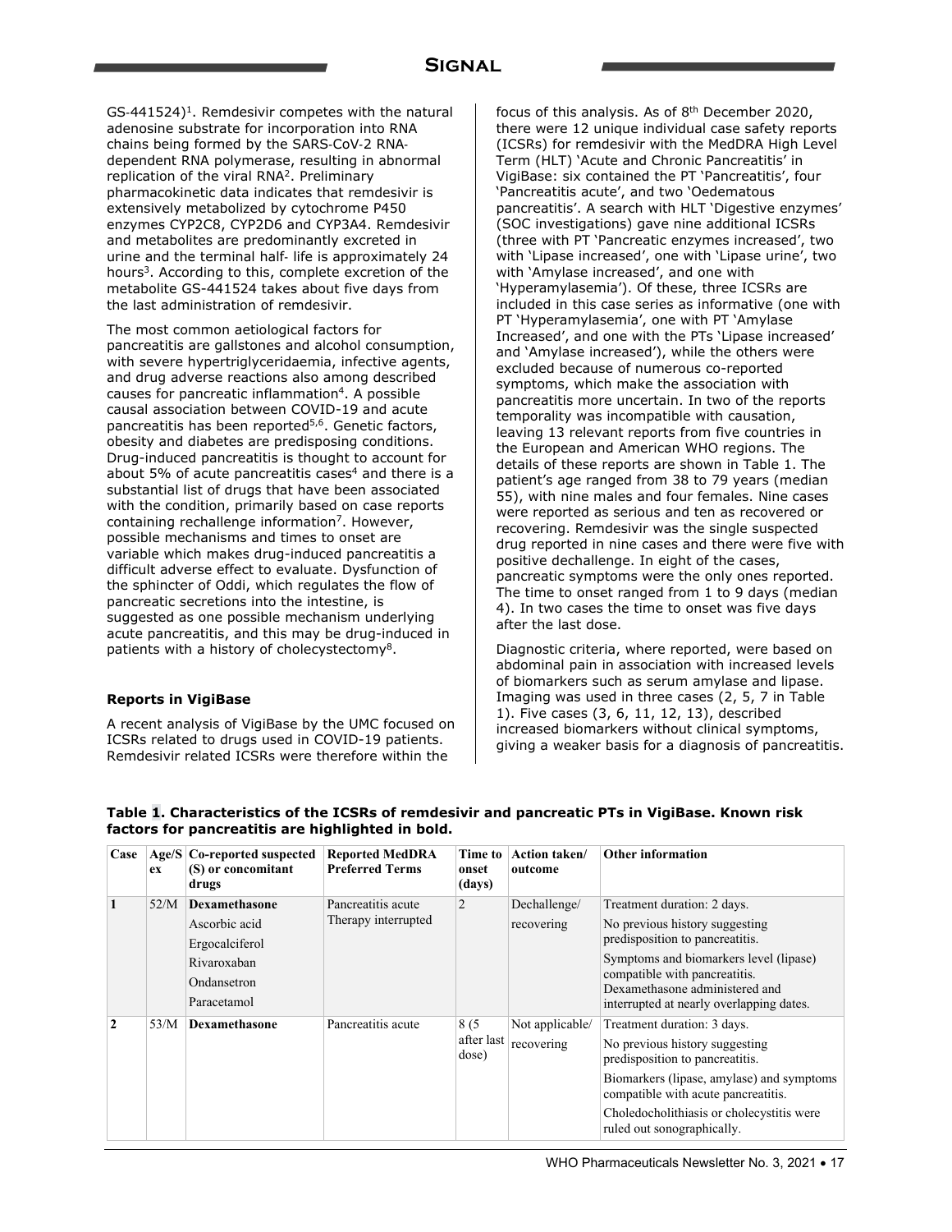GS-441524)[1]. Remdesivir competes with the natural adenosine substrate for incorporation into RNA chains being formed by the SARS-CoV-2 RNA-dependent RNA polymerase, resulting in abnormal replication of the viral RNA[2]. Preliminary pharmacokinetic data indicates that remdesivir is extensively metabolized by cytochrome P450 enzymes CYP2C8, CYP2D6 and CYP3A4. Remdesivir and metabolites are predominantly excreted in urine and the terminal half- life is approximately 24 hours[3]. According to this, complete excretion of the metabolite GS-441524 takes about five days from the last administration of remdesivir.

The most common aetiological factors for pancreatitis are gallstones and alcohol consumption, with severe hypertriglyceridaemia, infective agents, and drug adverse reactions also among described causes for pancreatic inflammation[4]. A possible causal association between COVID-19 and acute pancreatitis has been reported[5,6]. Genetic factors, obesity and diabetes are predisposing conditions. Drug-induced pancreatitis is thought to account for about 5% of acute pancreatitis cases[4] and there is a substantial list of drugs that have been associated with the condition, primarily based on case reports containing rechallenge information[7]. However, possible mechanisms and times to onset are variable which makes drug-induced pancreatitis a difficult adverse effect to evaluate. Dysfunction of the sphincter of Oddi, which regulates the flow of pancreatic secretions into the intestine, is suggested as one possible mechanism underlying acute pancreatitis, and this may be drug-induced in patients with a history of cholecystectomy[8].

### Reports in VigiBase

A recent analysis of VigiBase by the UMC focused on ICSRs related to drugs used in COVID-19 patients. Remdesivir related ICSRs were therefore within the focus of this analysis. As of 8th December 2020, there were 12 unique individual case safety reports (ICSRs) for remdesivir with the MedDRA High Level Term (HLT) 'Acute and Chronic Pancreatitis' in VigiBase: six contained the PT 'Pancreatitis', four 'Pancreatitis acute', and two 'Oedematous pancreatitis'. A search with HLT 'Digestive enzymes' (SOC investigations) gave nine additional ICSRs (three with PT 'Pancreatic enzymes increased', two with 'Lipase increased', one with 'Lipase urine', two with 'Amylase increased', and one with 'Hyperamylasemia'). Of these, three ICSRs are included in this case series as informative (one with PT 'Hyperamylasemia', one with PT 'Amylase Increased', and one with the PTs 'Lipase increased' and 'Amylase increased'), while the others were excluded because of numerous co-reported symptoms, which make the association with pancreatitis more uncertain. In two of the reports temporality was incompatible with causation, leaving 13 relevant reports from five countries in the European and American WHO regions. The details of these reports are shown in Table 1. The patient's age ranged from 38 to 79 years (median 55), with nine males and four females. Nine cases were reported as serious and ten as recovered or recovering. Remdesivir was the single suspected drug reported in nine cases and there were five with positive dechallenge. In eight of the cases, pancreatic symptoms were the only ones reported. The time to onset ranged from 1 to 9 days (median 4). In two cases the time to onset was five days after the last dose.

Diagnostic criteria, where reported, were based on abdominal pain in association with increased levels of biomarkers such as serum amylase and lipase. Imaging was used in three cases (2, 5, 7 in Table 1). Five cases (3, 6, 11, 12, 13), described increased biomarkers without clinical symptoms, giving a weaker basis for a diagnosis of pancreatitis.

**Table 1. Characteristics of the ICSRs of remdesivir and pancreatic PTs in VigiBase. Known risk factors for pancreatitis are highlighted in bold.**

| Case | Age/Sex | Co-reported suspected (S) or concomitant drugs | Reported MedDRA Preferred Terms | Time to onset (days) | Action taken/ outcome | Other information |
|---|---|---|---|---|---|---|
| 1 | 52/M | **Dexamethasone**<br>Ascorbic acid<br>Ergocalciferol<br>Rivaroxaban<br>Ondansetron<br>Paracetamol | Pancreatitis acute<br>Therapy interrupted | 2 | Dechallenge/<br>recovering | Treatment duration: 2 days.<br>No previous history suggesting predisposition to pancreatitis.<br>Symptoms and biomarkers level (lipase) compatible with pancreatitis. Dexamethasone administered and interrupted at nearly overlapping dates. |
| 2 | 53/M | **Dexamethasone** | Pancreatitis acute | 8 (5 after last dose) | Not applicable/<br>recovering | Treatment duration: 3 days.<br>No previous history suggesting predisposition to pancreatitis.<br>Biomarkers (lipase, amylase) and symptoms compatible with acute pancreatitis.<br>Choledocholithiasis or cholecystitis were ruled out sonographically. |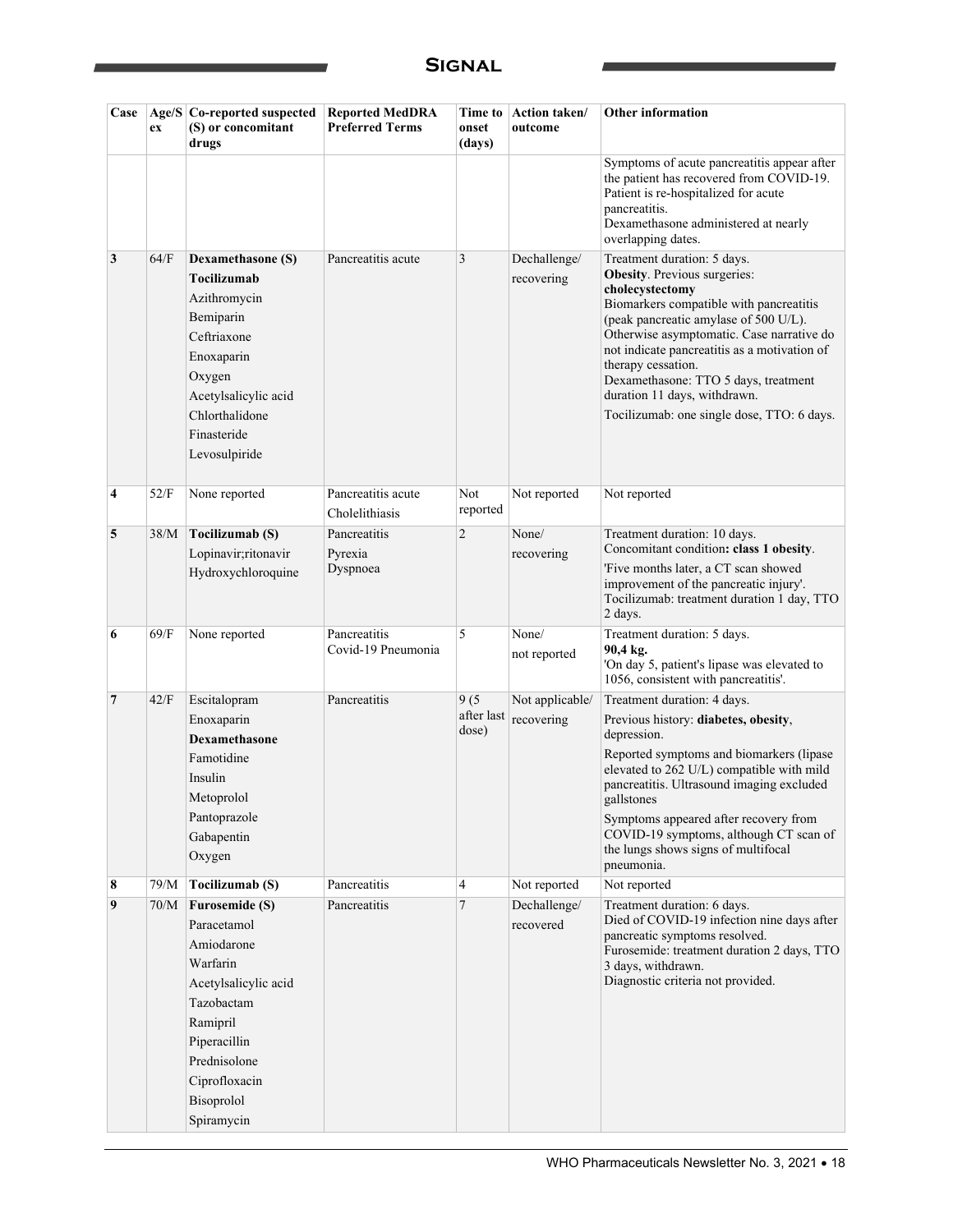| Case | Age/Sex | Co-reported suspected (S) or concomitant drugs | Reported MedDRA Preferred Terms | Time to onset (days) | Action taken/ outcome | Other information |
|---|---|---|---|---|---|---|
| | | | | | | Symptoms of acute pancreatitis appear after the patient has recovered from COVID-19. Patient is re-hospitalized for acute pancreatitis. Dexamethasone administered at nearly overlapping dates. |
| 3 | 64/F | **Dexamethasone (S)** **Tocilizumab** Azithromycin Bemiparin Ceftriaxone Enoxaparin Oxygen Acetylsalicylic acid Chlorthalidone Finasteride Levosulpiride | Pancreatitis acute | 3 | Dechallenge/ recovering | Treatment duration: 5 days. **Obesity**. Previous surgeries: **cholecystectomy** Biomarkers compatible with pancreatitis (peak pancreatic amylase of 500 U/L). Otherwise asymptomatic. Case narrative do not indicate pancreatitis as a motivation of therapy cessation. Dexamethasone: TTO 5 days, treatment duration 11 days, withdrawn. Tocilizumab: one single dose, TTO: 6 days. |
| 4 | 52/F | None reported | Pancreatitis acute Cholelithiasis | Not reported | Not reported | Not reported |
| 5 | 38/M | **Tocilizumab (S)** Lopinavir;ritonavir Hydroxychloroquine | Pancreatitis Pyrexia Dyspnoea | 2 | None/ recovering | Treatment duration: 10 days. Concomitant condition**: class 1 obesity**. 'Five months later, a CT scan showed improvement of the pancreatic injury'. Tocilizumab: treatment duration 1 day, TTO 2 days. |
| 6 | 69/F | None reported | Pancreatitis Covid-19 Pneumonia | 5 | None/ not reported | Treatment duration: 5 days. **90,4 kg.** 'On day 5, patient's lipase was elevated to 1056, consistent with pancreatitis'. |
| 7 | 42/F | Escitalopram Enoxaparin **Dexamethasone** Famotidine Insulin Metoprolol Pantoprazole Gabapentin Oxygen | Pancreatitis | 9 (5 after last dose) | Not applicable/ recovering | Treatment duration: 4 days. Previous history: **diabetes, obesity**, depression. Reported symptoms and biomarkers (lipase elevated to 262 U/L) compatible with mild pancreatitis. Ultrasound imaging excluded gallstones Symptoms appeared after recovery from COVID-19 symptoms, although CT scan of the lungs shows signs of multifocal pneumonia. |
| 8 | 79/M | **Tocilizumab (S)** | Pancreatitis | 4 | Not reported | Not reported |
| 9 | 70/M | **Furosemide (S)** Paracetamol Amiodarone Warfarin Acetylsalicylic acid Tazobactam Ramipril Piperacillin Prednisolone Ciprofloxacin Bisoprolol Spiramycin | Pancreatitis | 7 | Dechallenge/ recovered | Treatment duration: 6 days. Died of COVID-19 infection nine days after pancreatic symptoms resolved. Furosemide: treatment duration 2 days, TTO 3 days, withdrawn. Diagnostic criteria not provided. |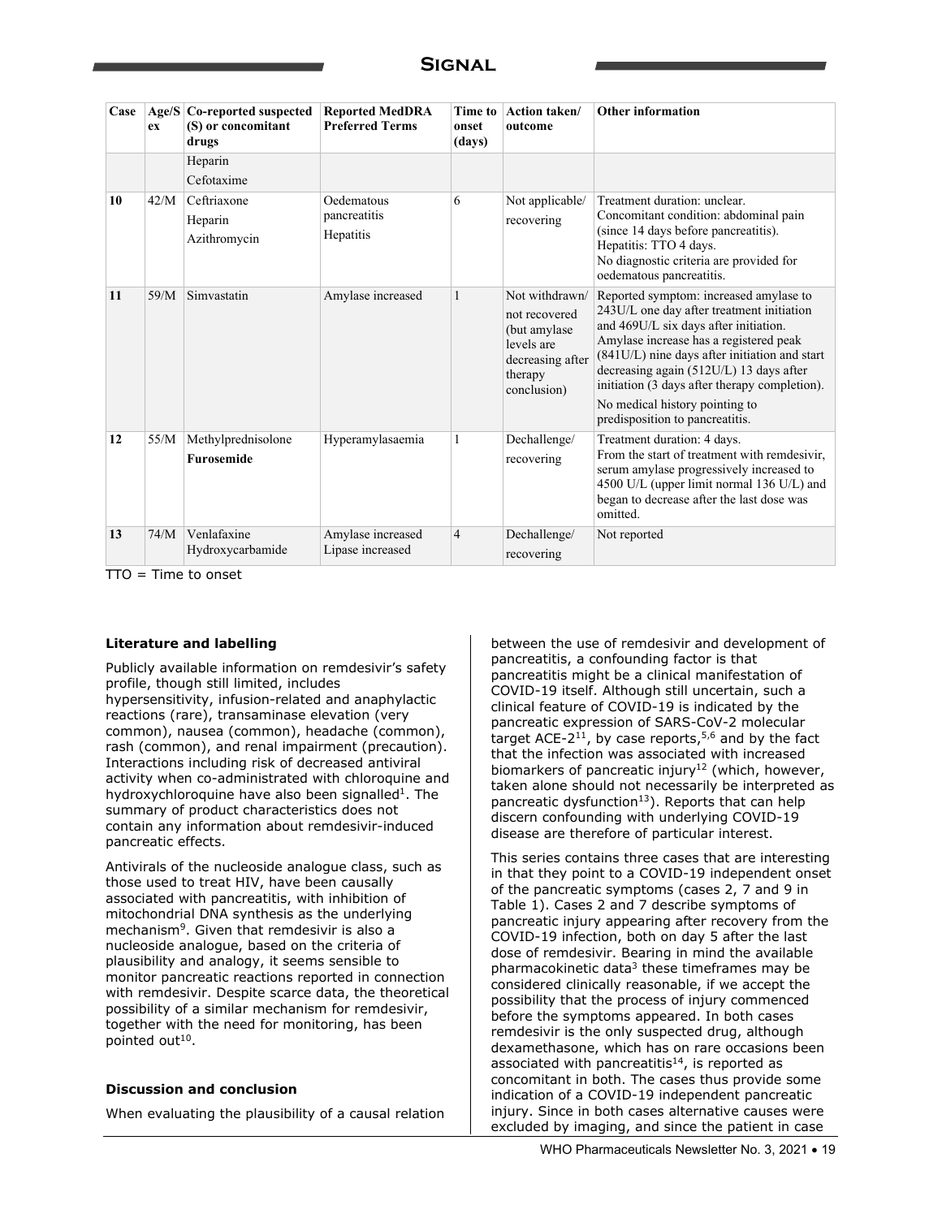| Case | Age/Sex | Co-reported suspected (S) or concomitant drugs | Reported MedDRA Preferred Terms | Time to onset (days) | Action taken/ outcome | Other information |
|---|---|---|---|---|---|---|
| | | Heparin<br>Cefotaxime | | | | |
| **10** | 42/M | Ceftriaxone<br>Heparin<br>Azithromycin | Oedematous pancreatitis<br>Hepatitis | 6 | Not applicable/ recovering | Treatment duration: unclear.<br>Concomitant condition: abdominal pain (since 14 days before pancreatitis).<br>Hepatitis: TTO 4 days.<br>No diagnostic criteria are provided for oedematous pancreatitis. |
| **11** | 59/M | Simvastatin | Amylase increased | 1 | Not withdrawn/ not recovered (but amylase levels are decreasing after therapy conclusion) | Reported symptom: increased amylase to 243U/L one day after treatment initiation and 469U/L six days after initiation. Amylase increase has a registered peak (841U/L) nine days after initiation and start decreasing again (512U/L) 13 days after initiation (3 days after therapy completion).<br>No medical history pointing to predisposition to pancreatitis. |
| **12** | 55/M | Methylprednisolone<br>**Furosemide** | Hyperamylasaemia | 1 | Dechallenge/ recovering | Treatment duration: 4 days.<br>From the start of treatment with remdesivir, serum amylase progressively increased to 4500 U/L (upper limit normal 136 U/L) and began to decrease after the last dose was omitted. |
| **13** | 74/M | Venlafaxine<br>Hydroxycarbamide | Amylase increased<br>Lipase increased | 4 | Dechallenge/ recovering | Not reported |

TTO = Time to onset

**Literature and labelling**

Publicly available information on remdesivir's safety profile, though still limited, includes hypersensitivity, infusion-related and anaphylactic reactions (rare), transaminase elevation (very common), nausea (common), headache (common), rash (common), and renal impairment (precaution). Interactions including risk of decreased antiviral activity when co-administrated with chloroquine and hydroxychloroquine have also been signalled[1]. The summary of product characteristics does not contain any information about remdesivir-induced pancreatic effects.

Antivirals of the nucleoside analogue class, such as those used to treat HIV, have been causally associated with pancreatitis, with inhibition of mitochondrial DNA synthesis as the underlying mechanism[9]. Given that remdesivir is also a nucleoside analogue, based on the criteria of plausibility and analogy, it seems sensible to monitor pancreatic reactions reported in connection with remdesivir. Despite scarce data, the theoretical possibility of a similar mechanism for remdesivir, together with the need for monitoring, has been pointed out[10].

**Discussion and conclusion**

When evaluating the plausibility of a causal relation between the use of remdesivir and development of pancreatitis, a confounding factor is that pancreatitis might be a clinical manifestation of COVID-19 itself. Although still uncertain, such a clinical feature of COVID-19 is indicated by the pancreatic expression of SARS-CoV-2 molecular target ACE-2[11], by case reports,[5,6] and by the fact that the infection was associated with increased biomarkers of pancreatic injury[12] (which, however, taken alone should not necessarily be interpreted as pancreatic dysfunction[13]). Reports that can help discern confounding with underlying COVID-19 disease are therefore of particular interest.

This series contains three cases that are interesting in that they point to a COVID-19 independent onset of the pancreatic symptoms (cases 2, 7 and 9 in Table 1). Cases 2 and 7 describe symptoms of pancreatic injury appearing after recovery from the COVID-19 infection, both on day 5 after the last dose of remdesivir. Bearing in mind the available pharmacokinetic data[3] these timeframes may be considered clinically reasonable, if we accept the possibility that the process of injury commenced before the symptoms appeared. In both cases remdesivir is the only suspected drug, although dexamethasone, which has on rare occasions been associated with pancreatitis[14], is reported as concomitant in both. The cases thus provide some indication of a COVID-19 independent pancreatic injury. Since in both cases alternative causes were excluded by imaging, and since the patient in case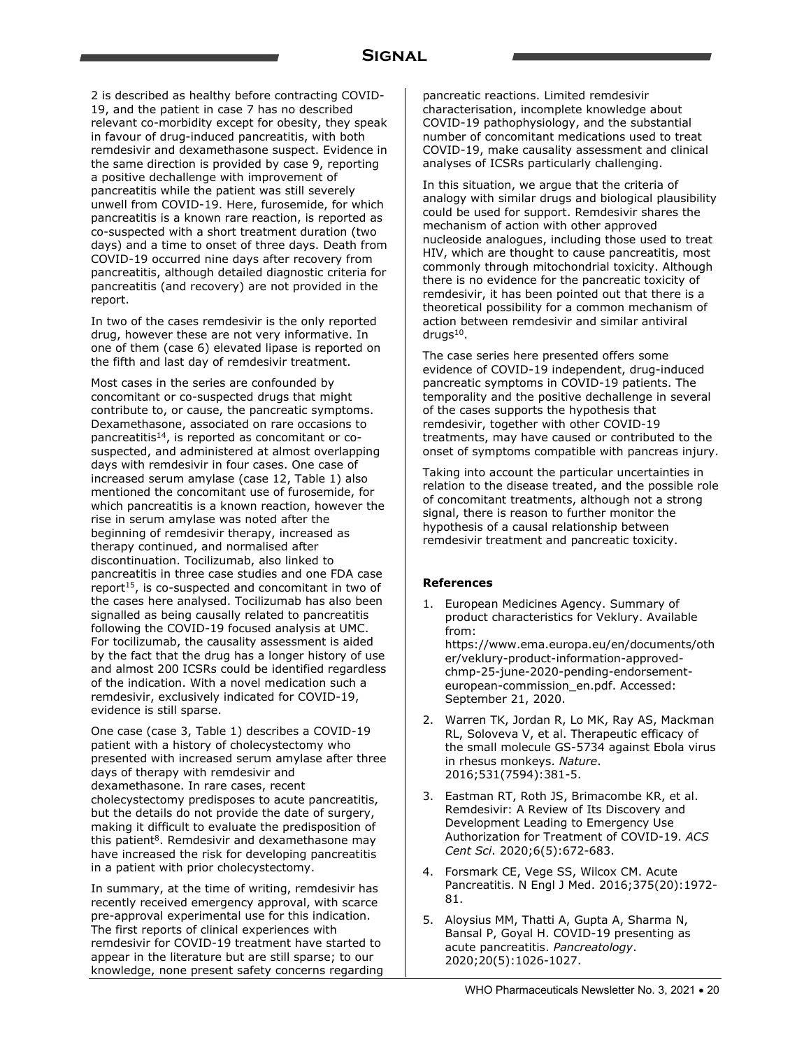2 is described as healthy before contracting COVID-19, and the patient in case 7 has no described relevant co-morbidity except for obesity, they speak in favour of drug-induced pancreatitis, with both remdesivir and dexamethasone suspect. Evidence in the same direction is provided by case 9, reporting a positive dechallenge with improvement of pancreatitis while the patient was still severely unwell from COVID-19. Here, furosemide, for which pancreatitis is a known rare reaction, is reported as co-suspected with a short treatment duration (two days) and a time to onset of three days. Death from COVID-19 occurred nine days after recovery from pancreatitis, although detailed diagnostic criteria for pancreatitis (and recovery) are not provided in the report.

In two of the cases remdesivir is the only reported drug, however these are not very informative. In one of them (case 6) elevated lipase is reported on the fifth and last day of remdesivir treatment.

Most cases in the series are confounded by concomitant or co-suspected drugs that might contribute to, or cause, the pancreatic symptoms. Dexamethasone, associated on rare occasions to pancreatitis[14], is reported as concomitant or co-suspected, and administered at almost overlapping days with remdesivir in four cases. One case of increased serum amylase (case 12, Table 1) also mentioned the concomitant use of furosemide, for which pancreatitis is a known reaction, however the rise in serum amylase was noted after the beginning of remdesivir therapy, increased as therapy continued, and normalised after discontinuation. Tocilizumab, also linked to pancreatitis in three case studies and one FDA case report[15], is co-suspected and concomitant in two of the cases here analysed. Tocilizumab has also been signalled as being causally related to pancreatitis following the COVID-19 focused analysis at UMC. For tocilizumab, the causality assessment is aided by the fact that the drug has a longer history of use and almost 200 ICSRs could be identified regardless of the indication. With a novel medication such a remdesivir, exclusively indicated for COVID-19, evidence is still sparse.

One case (case 3, Table 1) describes a COVID-19 patient with a history of cholecystectomy who presented with increased serum amylase after three days of therapy with remdesivir and dexamethasone. In rare cases, recent cholecystectomy predisposes to acute pancreatitis, but the details do not provide the date of surgery, making it difficult to evaluate the predisposition of this patient[8]. Remdesivir and dexamethasone may have increased the risk for developing pancreatitis in a patient with prior cholecystectomy.

In summary, at the time of writing, remdesivir has recently received emergency approval, with scarce pre-approval experimental use for this indication. The first reports of clinical experiences with remdesivir for COVID-19 treatment have started to appear in the literature but are still sparse; to our knowledge, none present safety concerns regarding pancreatic reactions. Limited remdesivir characterisation, incomplete knowledge about COVID-19 pathophysiology, and the substantial number of concomitant medications used to treat COVID-19, make causality assessment and clinical analyses of ICSRs particularly challenging.

In this situation, we argue that the criteria of analogy with similar drugs and biological plausibility could be used for support. Remdesivir shares the mechanism of action with other approved nucleoside analogues, including those used to treat HIV, which are thought to cause pancreatitis, most commonly through mitochondrial toxicity. Although there is no evidence for the pancreatic toxicity of remdesivir, it has been pointed out that there is a theoretical possibility for a common mechanism of action between remdesivir and similar antiviral drugs[10].

The case series here presented offers some evidence of COVID-19 independent, drug-induced pancreatic symptoms in COVID-19 patients. The temporality and the positive dechallenge in several of the cases supports the hypothesis that remdesivir, together with other COVID-19 treatments, may have caused or contributed to the onset of symptoms compatible with pancreas injury.

Taking into account the particular uncertainties in relation to the disease treated, and the possible role of concomitant treatments, although not a strong signal, there is reason to further monitor the hypothesis of a causal relationship between remdesivir treatment and pancreatic toxicity.

#### References

1. European Medicines Agency. Summary of product characteristics for Veklury. Available from: https://www.ema.europa.eu/en/documents/other/veklury-product-information-approved-chmp-25-june-2020-pending-endorsement-european-commission_en.pdf. Accessed: September 21, 2020.
2. Warren TK, Jordan R, Lo MK, Ray AS, Mackman RL, Soloveva V, et al. Therapeutic efficacy of the small molecule GS-5734 against Ebola virus in rhesus monkeys. *Nature*. 2016;531(7594):381-5.
3. Eastman RT, Roth JS, Brimacombe KR, et al. Remdesivir: A Review of Its Discovery and Development Leading to Emergency Use Authorization for Treatment of COVID-19. *ACS Cent Sci*. 2020;6(5):672-683.
4. Forsmark CE, Vege SS, Wilcox CM. Acute Pancreatitis. N Engl J Med. 2016;375(20):1972-81.
5. Aloysius MM, Thatti A, Gupta A, Sharma N, Bansal P, Goyal H. COVID-19 presenting as acute pancreatitis. *Pancreatology*. 2020;20(5):1026-1027.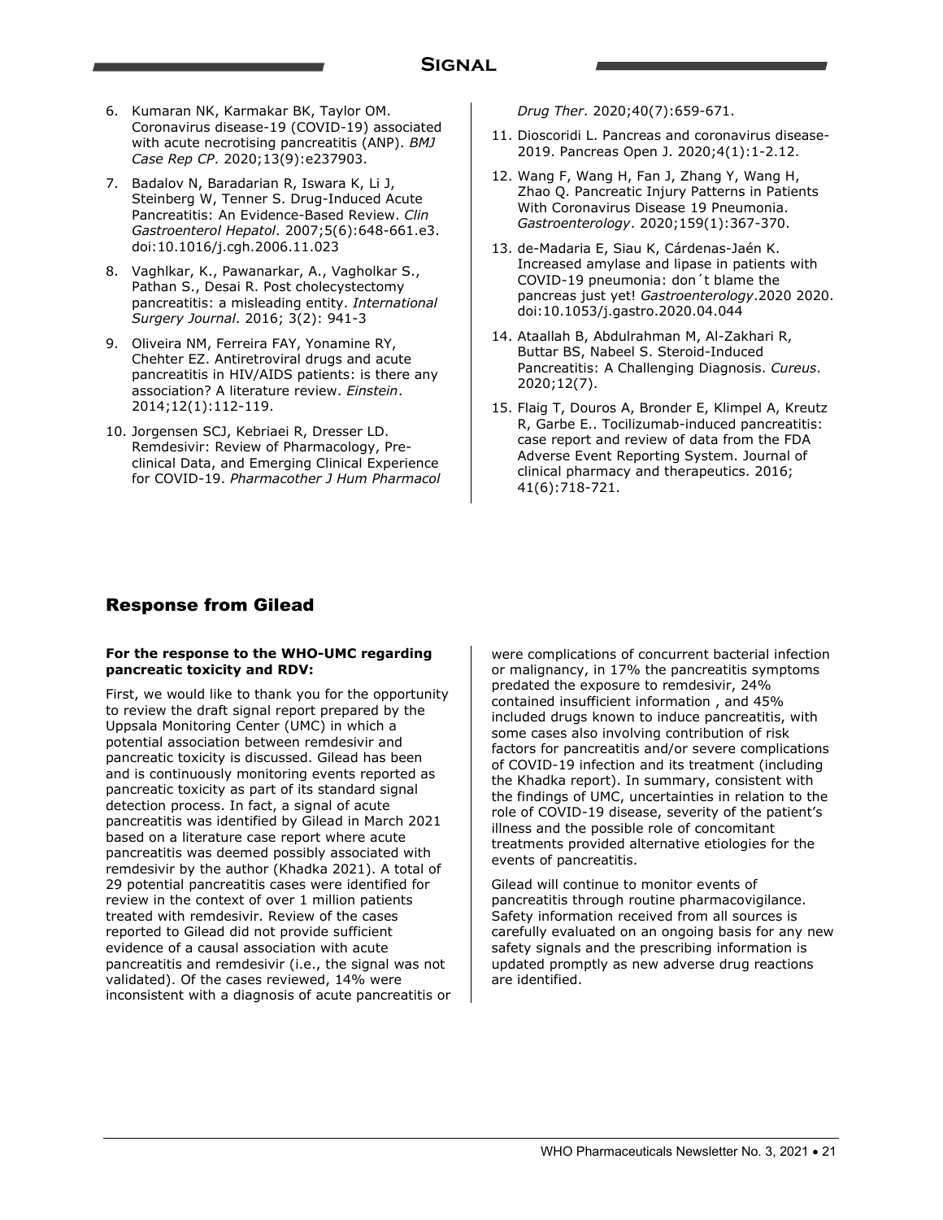6. Kumaran NK, Karmakar BK, Taylor OM. Coronavirus disease-19 (COVID-19) associated with acute necrotising pancreatitis (ANP). *BMJ Case Rep CP*. 2020;13(9):e237903.
7. Badalov N, Baradarian R, Iswara K, Li J, Steinberg W, Tenner S. Drug-Induced Acute Pancreatitis: An Evidence-Based Review. *Clin Gastroenterol Hepatol*. 2007;5(6):648-661.e3. doi:10.1016/j.cgh.2006.11.023
8. Vaghlkar, K., Pawanarkar, A., Vagholkar S., Pathan S., Desai R. Post cholecystectomy pancreatitis: a misleading entity. *International Surgery Journal*. 2016; 3(2): 941-3
9. Oliveira NM, Ferreira FAY, Yonamine RY, Chehter EZ. Antiretroviral drugs and acute pancreatitis in HIV/AIDS patients: is there any association? A literature review. *Einstein*. 2014;12(1):112-119.
10. Jorgensen SCJ, Kebriaei R, Dresser LD. Remdesivir: Review of Pharmacology, Pre-clinical Data, and Emerging Clinical Experience for COVID-19. *Pharmacother J Hum Pharmacol Drug Ther*. 2020;40(7):659-671.
11. Dioscoridi L. Pancreas and coronavirus disease-2019. Pancreas Open J. 2020;4(1):1-2.12.
12. Wang F, Wang H, Fan J, Zhang Y, Wang H, Zhao Q. Pancreatic Injury Patterns in Patients With Coronavirus Disease 19 Pneumonia. *Gastroenterology*. 2020;159(1):367-370.
13. de-Madaria E, Siau K, Cárdenas-Jaén K. Increased amylase and lipase in patients with COVID-19 pneumonia: don´t blame the pancreas just yet! *Gastroenterology*.2020 2020. doi:10.1053/j.gastro.2020.04.044
14. Ataallah B, Abdulrahman M, Al-Zakhari R, Buttar BS, Nabeel S. Steroid-Induced Pancreatitis: A Challenging Diagnosis. *Cureus*. 2020;12(7).
15. Flaig T, Douros A, Bronder E, Klimpel A, Kreutz R, Garbe E.. Tocilizumab-induced pancreatitis: case report and review of data from the FDA Adverse Event Reporting System. Journal of clinical pharmacy and therapeutics. 2016; 41(6):718-721.

## Response from Gilead

**For the response to the WHO-UMC regarding pancreatic toxicity and RDV:**

First, we would like to thank you for the opportunity to review the draft signal report prepared by the Uppsala Monitoring Center (UMC) in which a potential association between remdesivir and pancreatic toxicity is discussed. Gilead has been and is continuously monitoring events reported as pancreatic toxicity as part of its standard signal detection process. In fact, a signal of acute pancreatitis was identified by Gilead in March 2021 based on a literature case report where acute pancreatitis was deemed possibly associated with remdesivir by the author (Khadka 2021). A total of 29 potential pancreatitis cases were identified for review in the context of over 1 million patients treated with remdesivir. Review of the cases reported to Gilead did not provide sufficient evidence of a causal association with acute pancreatitis and remdesivir (i.e., the signal was not validated). Of the cases reviewed, 14% were inconsistent with a diagnosis of acute pancreatitis or were complications of concurrent bacterial infection or malignancy, in 17% the pancreatitis symptoms predated the exposure to remdesivir, 24% contained insufficient information , and 45% included drugs known to induce pancreatitis, with some cases also involving contribution of risk factors for pancreatitis and/or severe complications of COVID-19 infection and its treatment (including the Khadka report). In summary, consistent with the findings of UMC, uncertainties in relation to the role of COVID-19 disease, severity of the patient's illness and the possible role of concomitant treatments provided alternative etiologies for the events of pancreatitis.

Gilead will continue to monitor events of pancreatitis through routine pharmacovigilance. Safety information received from all sources is carefully evaluated on an ongoing basis for any new safety signals and the prescribing information is updated promptly as new adverse drug reactions are identified.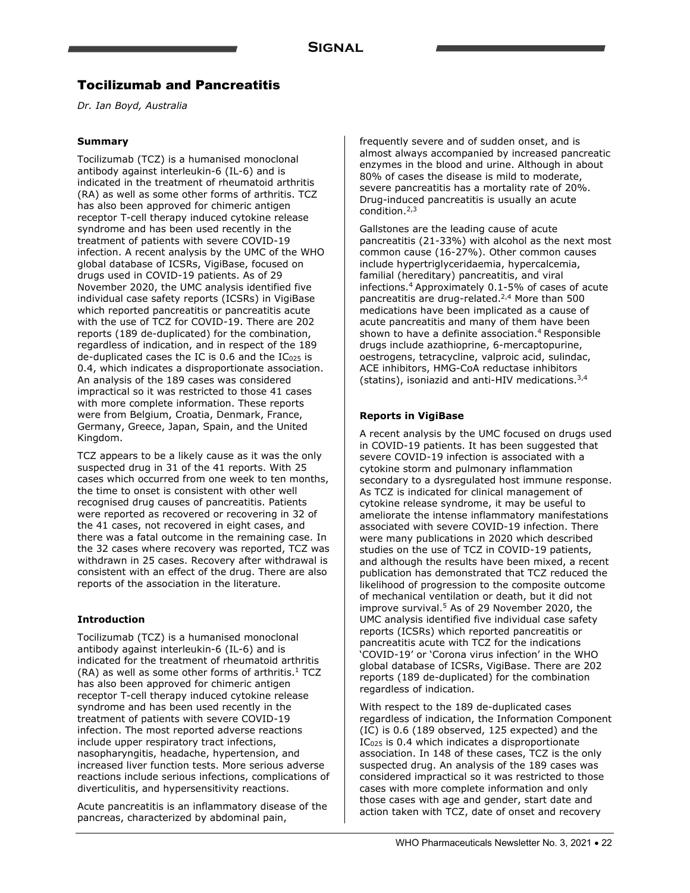# Tocilizumab and Pancreatitis

*Dr. Ian Boyd, Australia*

### Summary

Tocilizumab (TCZ) is a humanised monoclonal antibody against interleukin-6 (IL-6) and is indicated in the treatment of rheumatoid arthritis (RA) as well as some other forms of arthritis. TCZ has also been approved for chimeric antigen receptor T-cell therapy induced cytokine release syndrome and has been used recently in the treatment of patients with severe COVID-19 infection. A recent analysis by the UMC of the WHO global database of ICSRs, VigiBase, focused on drugs used in COVID-19 patients. As of 29 November 2020, the UMC analysis identified five individual case safety reports (ICSRs) in VigiBase which reported pancreatitis or pancreatitis acute with the use of TCZ for COVID-19. There are 202 reports (189 de-duplicated) for the combination, regardless of indication, and in respect of the 189 de-duplicated cases the IC is 0.6 and the $IC_{025}$ is 0.4, which indicates a disproportionate association. An analysis of the 189 cases was considered impractical so it was restricted to those 41 cases with more complete information. These reports were from Belgium, Croatia, Denmark, France, Germany, Greece, Japan, Spain, and the United Kingdom.

TCZ appears to be a likely cause as it was the only suspected drug in 31 of the 41 reports. With 25 cases which occurred from one week to ten months, the time to onset is consistent with other well recognised drug causes of pancreatitis. Patients were reported as recovered or recovering in 32 of the 41 cases, not recovered in eight cases, and there was a fatal outcome in the remaining case. In the 32 cases where recovery was reported, TCZ was withdrawn in 25 cases. Recovery after withdrawal is consistent with an effect of the drug. There are also reports of the association in the literature.

### Introduction

Tocilizumab (TCZ) is a humanised monoclonal antibody against interleukin-6 (IL-6) and is indicated for the treatment of rheumatoid arthritis (RA) as well as some other forms of arthritis.[1] TCZ has also been approved for chimeric antigen receptor T-cell therapy induced cytokine release syndrome and has been used recently in the treatment of patients with severe COVID-19 infection. The most reported adverse reactions include upper respiratory tract infections, nasopharyngitis, headache, hypertension, and increased liver function tests. More serious adverse reactions include serious infections, complications of diverticulitis, and hypersensitivity reactions.

Acute pancreatitis is an inflammatory disease of the pancreas, characterized by abdominal pain, frequently severe and of sudden onset, and is almost always accompanied by increased pancreatic enzymes in the blood and urine. Although in about 80% of cases the disease is mild to moderate, severe pancreatitis has a mortality rate of 20%. Drug-induced pancreatitis is usually an acute condition.[2,3]

Gallstones are the leading cause of acute pancreatitis (21-33%) with alcohol as the next most common cause (16-27%). Other common causes include hypertriglyceridaemia, hypercalcemia, familial (hereditary) pancreatitis, and viral infections.[4] Approximately 0.1-5% of cases of acute pancreatitis are drug-related.[2,4] More than 500 medications have been implicated as a cause of acute pancreatitis and many of them have been shown to have a definite association.[4] Responsible drugs include azathioprine, 6-mercaptopurine, oestrogens, tetracycline, valproic acid, sulindac, ACE inhibitors, HMG-CoA reductase inhibitors (statins), isoniazid and anti-HIV medications.[3,4]

### Reports in VigiBase

A recent analysis by the UMC focused on drugs used in COVID-19 patients. It has been suggested that severe COVID-19 infection is associated with a cytokine storm and pulmonary inflammation secondary to a dysregulated host immune response. As TCZ is indicated for clinical management of cytokine release syndrome, it may be useful to ameliorate the intense inflammatory manifestations associated with severe COVID-19 infection. There were many publications in 2020 which described studies on the use of TCZ in COVID-19 patients, and although the results have been mixed, a recent publication has demonstrated that TCZ reduced the likelihood of progression to the composite outcome of mechanical ventilation or death, but it did not improve survival.[5] As of 29 November 2020, the UMC analysis identified five individual case safety reports (ICSRs) which reported pancreatitis or pancreatitis acute with TCZ for the indications 'COVID-19' or 'Corona virus infection' in the WHO global database of ICSRs, VigiBase. There are 202 reports (189 de-duplicated) for the combination regardless of indication.

With respect to the 189 de-duplicated cases regardless of indication, the Information Component (IC) is 0.6 (189 observed, 125 expected) and the $IC_{025}$ is 0.4 which indicates a disproportionate association. In 148 of these cases, TCZ is the only suspected drug. An analysis of the 189 cases was considered impractical so it was restricted to those cases with more complete information and only those cases with age and gender, start date and action taken with TCZ, date of onset and recovery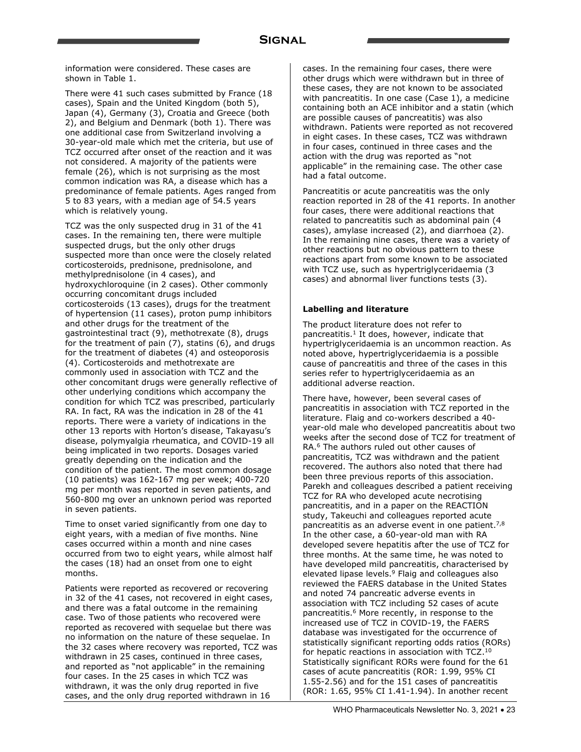information were considered. These cases are shown in Table 1.

There were 41 such cases submitted by France (18 cases), Spain and the United Kingdom (both 5), Japan (4), Germany (3), Croatia and Greece (both 2), and Belgium and Denmark (both 1). There was one additional case from Switzerland involving a 30-year-old male which met the criteria, but use of TCZ occurred after onset of the reaction and it was not considered. A majority of the patients were female (26), which is not surprising as the most common indication was RA, a disease which has a predominance of female patients. Ages ranged from 5 to 83 years, with a median age of 54.5 years which is relatively young.

TCZ was the only suspected drug in 31 of the 41 cases. In the remaining ten, there were multiple suspected drugs, but the only other drugs suspected more than once were the closely related corticosteroids, prednisone, prednisolone, and methylprednisolone (in 4 cases), and hydroxychloroquine (in 2 cases). Other commonly occurring concomitant drugs included corticosteroids (13 cases), drugs for the treatment of hypertension (11 cases), proton pump inhibitors and other drugs for the treatment of the gastrointestinal tract (9), methotrexate (8), drugs for the treatment of pain (7), statins (6), and drugs for the treatment of diabetes (4) and osteoporosis (4). Corticosteroids and methotrexate are commonly used in association with TCZ and the other concomitant drugs were generally reflective of other underlying conditions which accompany the condition for which TCZ was prescribed, particularly RA. In fact, RA was the indication in 28 of the 41 reports. There were a variety of indications in the other 13 reports with Horton's disease, Takayasu's disease, polymyalgia rheumatica, and COVID-19 all being implicated in two reports. Dosages varied greatly depending on the indication and the condition of the patient. The most common dosage (10 patients) was 162-167 mg per week; 400-720 mg per month was reported in seven patients, and 560-800 mg over an unknown period was reported in seven patients.

Time to onset varied significantly from one day to eight years, with a median of five months. Nine cases occurred within a month and nine cases occurred from two to eight years, while almost half the cases (18) had an onset from one to eight months.

Patients were reported as recovered or recovering in 32 of the 41 cases, not recovered in eight cases, and there was a fatal outcome in the remaining case. Two of those patients who recovered were reported as recovered with sequelae but there was no information on the nature of these sequelae. In the 32 cases where recovery was reported, TCZ was withdrawn in 25 cases, continued in three cases, and reported as "not applicable" in the remaining four cases. In the 25 cases in which TCZ was withdrawn, it was the only drug reported in five cases, and the only drug reported withdrawn in 16 cases. In the remaining four cases, there were other drugs which were withdrawn but in three of these cases, they are not known to be associated with pancreatitis. In one case (Case 1), a medicine containing both an ACE inhibitor and a statin (which are possible causes of pancreatitis) was also withdrawn. Patients were reported as not recovered in eight cases. In these cases, TCZ was withdrawn in four cases, continued in three cases and the action with the drug was reported as "not applicable" in the remaining case. The other case had a fatal outcome.

Pancreatitis or acute pancreatitis was the only reaction reported in 28 of the 41 reports. In another four cases, there were additional reactions that related to pancreatitis such as abdominal pain (4 cases), amylase increased (2), and diarrhoea (2). In the remaining nine cases, there was a variety of other reactions but no obvious pattern to these reactions apart from some known to be associated with TCZ use, such as hypertriglyceridaemia (3 cases) and abnormal liver functions tests (3).

### Labelling and literature

The product literature does not refer to pancreatitis.[1] It does, however, indicate that hypertriglyceridaemia is an uncommon reaction. As noted above, hypertriglyceridaemia is a possible cause of pancreatitis and three of the cases in this series refer to hypertriglyceridaemia as an additional adverse reaction.

There have, however, been several cases of pancreatitis in association with TCZ reported in the literature. Flaig and co-workers described a 40-year-old male who developed pancreatitis about two weeks after the second dose of TCZ for treatment of RA.[6] The authors ruled out other causes of pancreatitis, TCZ was withdrawn and the patient recovered. The authors also noted that there had been three previous reports of this association. Parekh and colleagues described a patient receiving TCZ for RA who developed acute necrotising pancreatitis, and in a paper on the REACTION study, Takeuchi and colleagues reported acute pancreatitis as an adverse event in one patient.[7,8] In the other case, a 60-year-old man with RA developed severe hepatitis after the use of TCZ for three months. At the same time, he was noted to have developed mild pancreatitis, characterised by elevated lipase levels.[9] Flaig and colleagues also reviewed the FAERS database in the United States and noted 74 pancreatic adverse events in association with TCZ including 52 cases of acute pancreatitis.[6] More recently, in response to the increased use of TCZ in COVID-19, the FAERS database was investigated for the occurrence of statistically significant reporting odds ratios (RORs) for hepatic reactions in association with TCZ.[10] Statistically significant RORs were found for the 61 cases of acute pancreatitis (ROR: 1.99, 95% CI 1.55-2.56) and for the 151 cases of pancreatitis (ROR: 1.65, 95% CI 1.41-1.94). In another recent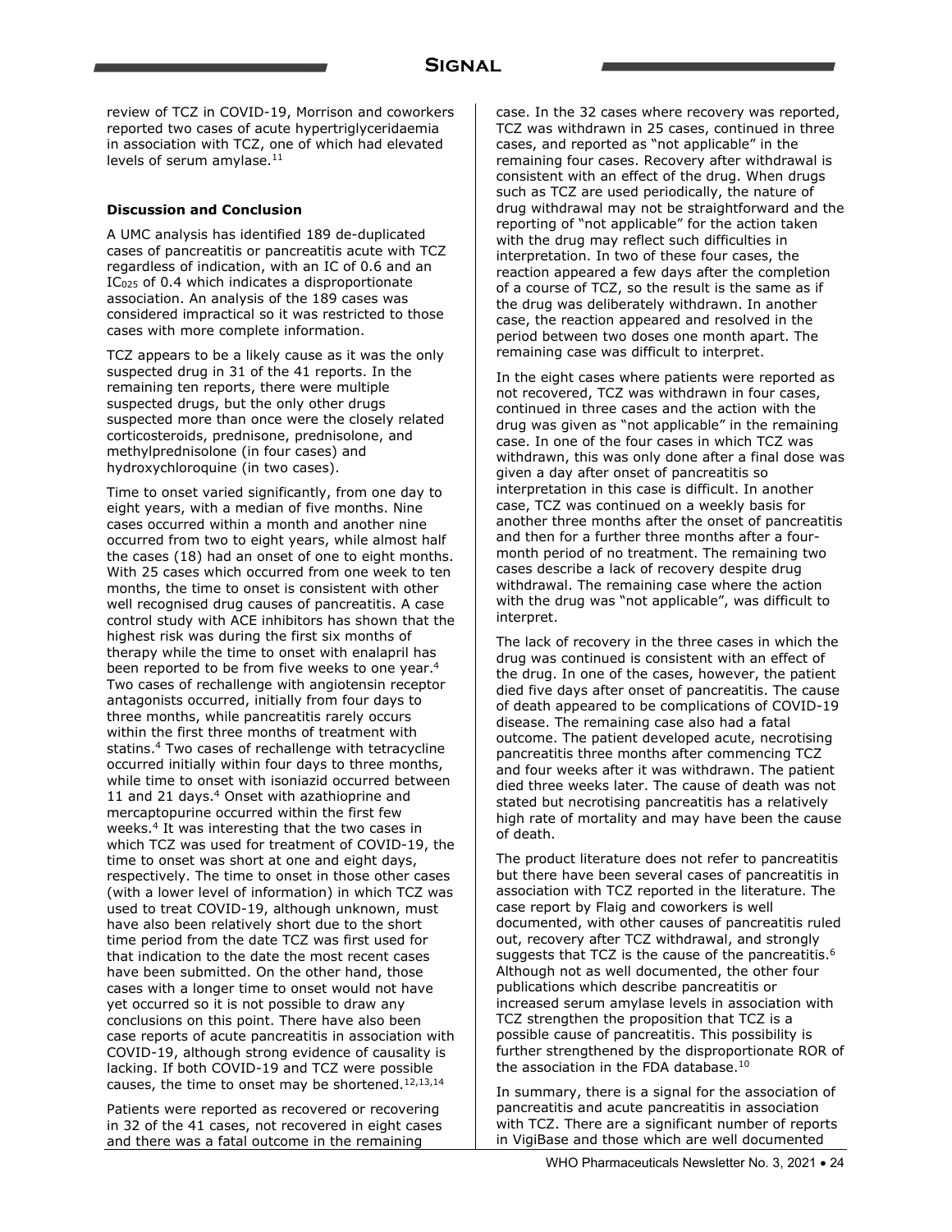review of TCZ in COVID-19, Morrison and coworkers reported two cases of acute hypertriglyceridaemia in association with TCZ, one of which had elevated levels of serum amylase.[11]

### Discussion and Conclusion

A UMC analysis has identified 189 de-duplicated cases of pancreatitis or pancreatitis acute with TCZ regardless of indication, with an IC of 0.6 and an $IC_{025}$ of 0.4 which indicates a disproportionate association. An analysis of the 189 cases was considered impractical so it was restricted to those cases with more complete information.

TCZ appears to be a likely cause as it was the only suspected drug in 31 of the 41 reports. In the remaining ten reports, there were multiple suspected drugs, but the only other drugs suspected more than once were the closely related corticosteroids, prednisone, prednisolone, and methylprednisolone (in four cases) and hydroxychloroquine (in two cases).

Time to onset varied significantly, from one day to eight years, with a median of five months. Nine cases occurred within a month and another nine occurred from two to eight years, while almost half the cases (18) had an onset of one to eight months. With 25 cases which occurred from one week to ten months, the time to onset is consistent with other well recognised drug causes of pancreatitis. A case control study with ACE inhibitors has shown that the highest risk was during the first six months of therapy while the time to onset with enalapril has been reported to be from five weeks to one year.[4] Two cases of rechallenge with angiotensin receptor antagonists occurred, initially from four days to three months, while pancreatitis rarely occurs within the first three months of treatment with statins.[4] Two cases of rechallenge with tetracycline occurred initially within four days to three months, while time to onset with isoniazid occurred between 11 and 21 days.[4] Onset with azathioprine and mercaptopurine occurred within the first few weeks.[4] It was interesting that the two cases in which TCZ was used for treatment of COVID-19, the time to onset was short at one and eight days, respectively. The time to onset in those other cases (with a lower level of information) in which TCZ was used to treat COVID-19, although unknown, must have also been relatively short due to the short time period from the date TCZ was first used for that indication to the date the most recent cases have been submitted. On the other hand, those cases with a longer time to onset would not have yet occurred so it is not possible to draw any conclusions on this point. There have also been case reports of acute pancreatitis in association with COVID-19, although strong evidence of causality is lacking. If both COVID-19 and TCZ were possible causes, the time to onset may be shortened.[12,13,14]

Patients were reported as recovered or recovering in 32 of the 41 cases, not recovered in eight cases and there was a fatal outcome in the remaining case. In the 32 cases where recovery was reported, TCZ was withdrawn in 25 cases, continued in three cases, and reported as "not applicable" in the remaining four cases. Recovery after withdrawal is consistent with an effect of the drug. When drugs such as TCZ are used periodically, the nature of drug withdrawal may not be straightforward and the reporting of "not applicable" for the action taken with the drug may reflect such difficulties in interpretation. In two of these four cases, the reaction appeared a few days after the completion of a course of TCZ, so the result is the same as if the drug was deliberately withdrawn. In another case, the reaction appeared and resolved in the period between two doses one month apart. The remaining case was difficult to interpret.

In the eight cases where patients were reported as not recovered, TCZ was withdrawn in four cases, continued in three cases and the action with the drug was given as "not applicable" in the remaining case. In one of the four cases in which TCZ was withdrawn, this was only done after a final dose was given a day after onset of pancreatitis so interpretation in this case is difficult. In another case, TCZ was continued on a weekly basis for another three months after the onset of pancreatitis and then for a further three months after a four-month period of no treatment. The remaining two cases describe a lack of recovery despite drug withdrawal. The remaining case where the action with the drug was "not applicable", was difficult to interpret.

The lack of recovery in the three cases in which the drug was continued is consistent with an effect of the drug. In one of the cases, however, the patient died five days after onset of pancreatitis. The cause of death appeared to be complications of COVID-19 disease. The remaining case also had a fatal outcome. The patient developed acute, necrotising pancreatitis three months after commencing TCZ and four weeks after it was withdrawn. The patient died three weeks later. The cause of death was not stated but necrotising pancreatitis has a relatively high rate of mortality and may have been the cause of death.

The product literature does not refer to pancreatitis but there have been several cases of pancreatitis in association with TCZ reported in the literature. The case report by Flaig and coworkers is well documented, with other causes of pancreatitis ruled out, recovery after TCZ withdrawal, and strongly suggests that TCZ is the cause of the pancreatitis.[6] Although not as well documented, the other four publications which describe pancreatitis or increased serum amylase levels in association with TCZ strengthen the proposition that TCZ is a possible cause of pancreatitis. This possibility is further strengthened by the disproportionate ROR of the association in the FDA database.[10]

In summary, there is a signal for the association of pancreatitis and acute pancreatitis in association with TCZ. There are a significant number of reports in VigiBase and those which are well documented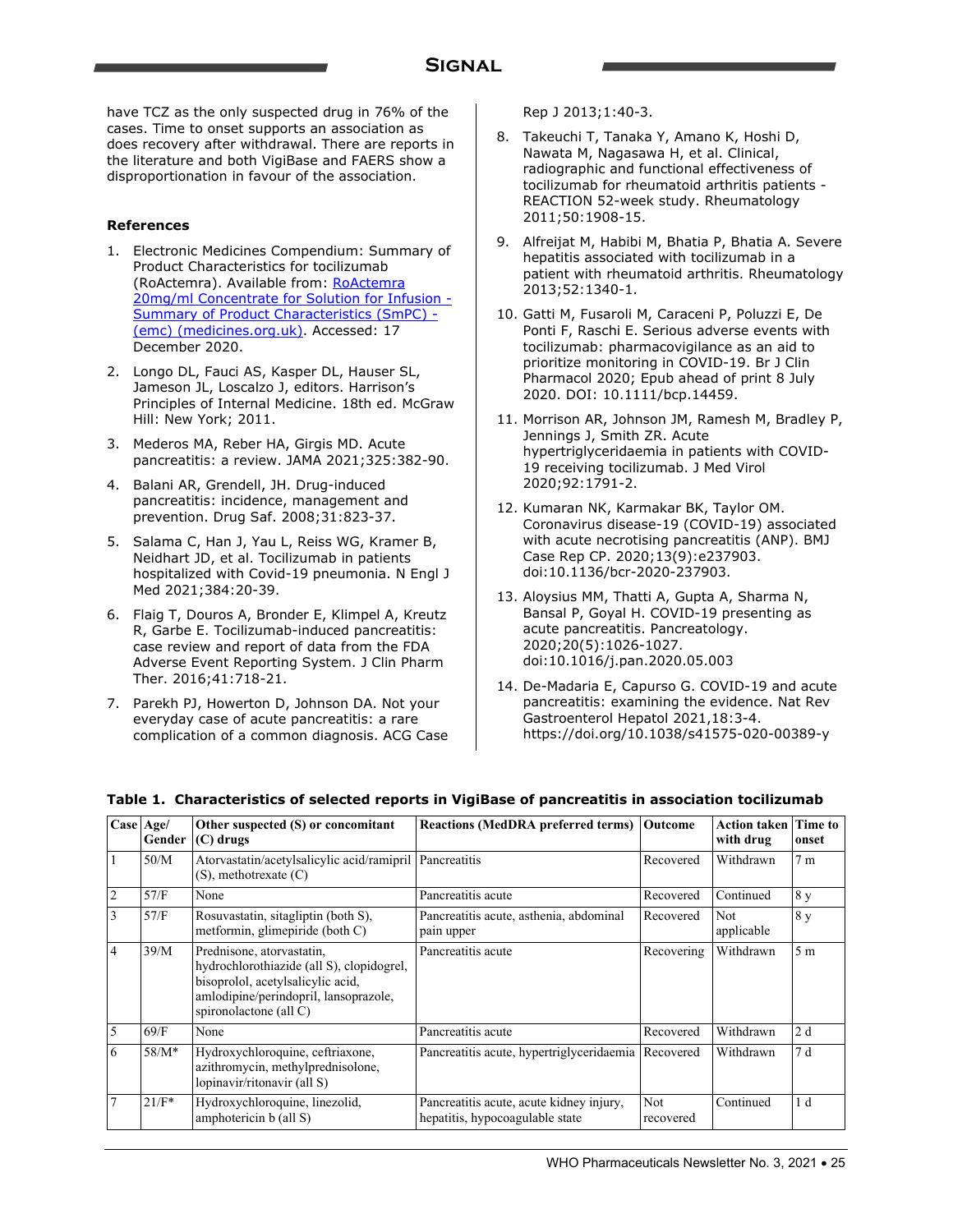have TCZ as the only suspected drug in 76% of the cases. Time to onset supports an association as does recovery after withdrawal. There are reports in the literature and both VigiBase and FAERS show a disproportionation in favour of the association.

### References

1. Electronic Medicines Compendium: Summary of Product Characteristics for tocilizumab (RoActemra). Available from: RoActemra 20mg/ml Concentrate for Solution for Infusion - Summary of Product Characteristics (SmPC) - (emc) (medicines.org.uk). Accessed: 17 December 2020.
2. Longo DL, Fauci AS, Kasper DL, Hauser SL, Jameson JL, Loscalzo J, editors. Harrison's Principles of Internal Medicine. 18th ed. McGraw Hill: New York; 2011.
3. Mederos MA, Reber HA, Girgis MD. Acute pancreatitis: a review. JAMA 2021;325:382-90.
4. Balani AR, Grendell, JH. Drug-induced pancreatitis: incidence, management and prevention. Drug Saf. 2008;31:823-37.
5. Salama C, Han J, Yau L, Reiss WG, Kramer B, Neidhart JD, et al. Tocilizumab in patients hospitalized with Covid-19 pneumonia. N Engl J Med 2021;384:20-39.
6. Flaig T, Douros A, Bronder E, Klimpel A, Kreutz R, Garbe E. Tocilizumab-induced pancreatitis: case review and report of data from the FDA Adverse Event Reporting System. J Clin Pharm Ther. 2016;41:718-21.
7. Parekh PJ, Howerton D, Johnson DA. Not your everyday case of acute pancreatitis: a rare complication of a common diagnosis. ACG Case Rep J 2013;1:40-3.
8. Takeuchi T, Tanaka Y, Amano K, Hoshi D, Nawata M, Nagasawa H, et al. Clinical, radiographic and functional effectiveness of tocilizumab for rheumatoid arthritis patients - REACTION 52-week study. Rheumatology 2011;50:1908-15.
9. Alfreijat M, Habibi M, Bhatia P, Bhatia A. Severe hepatitis associated with tocilizumab in a patient with rheumatoid arthritis. Rheumatology 2013;52:1340-1.
10. Gatti M, Fusaroli M, Caraceni P, Poluzzi E, De Ponti F, Raschi E. Serious adverse events with tocilizumab: pharmacovigilance as an aid to prioritize monitoring in COVID-19. Br J Clin Pharmacol 2020; Epub ahead of print 8 July 2020. DOI: 10.1111/bcp.14459.
11. Morrison AR, Johnson JM, Ramesh M, Bradley P, Jennings J, Smith ZR. Acute hypertriglyceridaemia in patients with COVID-19 receiving tocilizumab. J Med Virol 2020;92:1791-2.
12. Kumaran NK, Karmakar BK, Taylor OM. Coronavirus disease-19 (COVID-19) associated with acute necrotising pancreatitis (ANP). BMJ Case Rep CP. 2020;13(9):e237903. doi:10.1136/bcr-2020-237903.
13. Aloysius MM, Thatti A, Gupta A, Sharma N, Bansal P, Goyal H. COVID-19 presenting as acute pancreatitis. Pancreatology. 2020;20(5):1026-1027. doi:10.1016/j.pan.2020.05.003
14. De-Madaria E, Capurso G. COVID-19 and acute pancreatitis: examining the evidence. Nat Rev Gastroenterol Hepatol 2021,18:3-4. https://doi.org/10.1038/s41575-020-00389-y

**Table 1. Characteristics of selected reports in VigiBase of pancreatitis in association tocilizumab**

| Case | Age/ Gender | Other suspected (S) or concomitant (C) drugs | Reactions (MedDRA preferred terms) | Outcome | Action taken with drug | Time to onset |
|---|---|---|---|---|---|---|
| 1 | 50/M | Atorvastatin/acetylsalicylic acid/ramipril (S), methotrexate (C) | Pancreatitis | Recovered | Withdrawn | 7 m |
| 2 | 57/F | None | Pancreatitis acute | Recovered | Continued | 8 y |
| 3 | 57/F | Rosuvastatin, sitagliptin (both S), metformin, glimepiride (both C) | Pancreatitis acute, asthenia, abdominal pain upper | Recovered | Not applicable | 8 y |
| 4 | 39/M | Prednisone, atorvastatin, hydrochlorothiazide (all S), clopidogrel, bisoprolol, acetylsalicylic acid, amlodipine/perindopril, lansoprazole, spironolactone (all C) | Pancreatitis acute | Recovering | Withdrawn | 5 m |
| 5 | 69/F | None | Pancreatitis acute | Recovered | Withdrawn | 2 d |
| 6 | 58/M* | Hydroxychloroquine, ceftriaxone, azithromycin, methylprednisolone, lopinavir/ritonavir (all S) | Pancreatitis acute, hypertriglyceridaemia | Recovered | Withdrawn | 7 d |
| 7 | 21/F* | Hydroxychloroquine, linezolid, amphotericin b (all S) | Pancreatitis acute, acute kidney injury, hepatitis, hypocoagulable state | Not recovered | Continued | 1 d |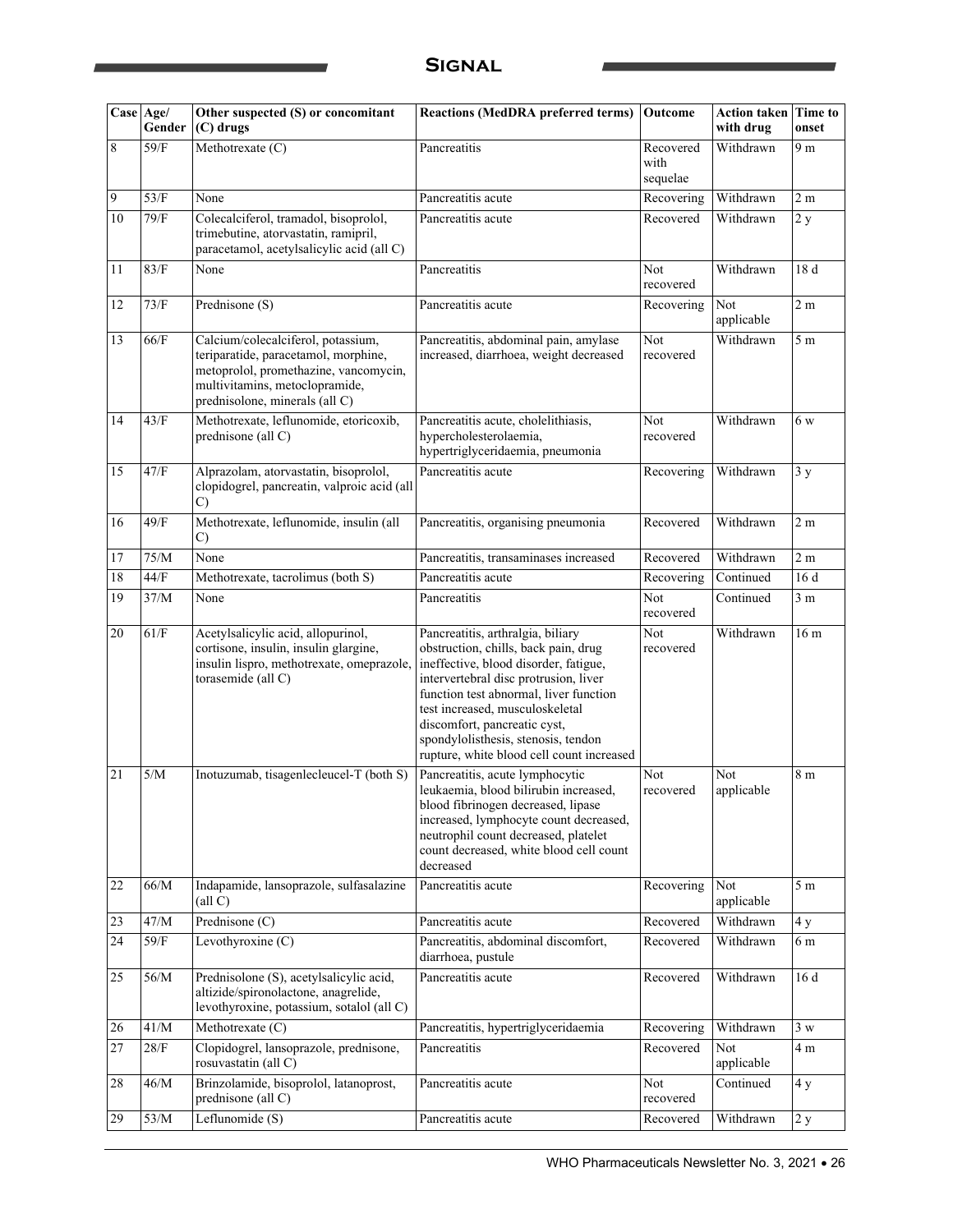| Case | Age/ Gender | Other suspected (S) or concomitant (C) drugs | Reactions (MedDRA preferred terms) | Outcome | Action taken with drug | Time to onset |
|---|---|---|---|---|---|---|
| 8 | 59/F | Methotrexate (C) | Pancreatitis | Recovered with sequelae | Withdrawn | 9 m |
| 9 | 53/F | None | Pancreatitis acute | Recovering | Withdrawn | 2 m |
| 10 | 79/F | Colecalciferol, tramadol, bisoprolol, trimebutine, atorvastatin, ramipril, paracetamol, acetylsalicylic acid (all C) | Pancreatitis acute | Recovered | Withdrawn | 2 y |
| 11 | 83/F | None | Pancreatitis | Not recovered | Withdrawn | 18 d |
| 12 | 73/F | Prednisone (S) | Pancreatitis acute | Recovering | Not applicable | 2 m |
| 13 | 66/F | Calcium/colecalciferol, potassium, teriparatide, paracetamol, morphine, metoprolol, promethazine, vancomycin, multivitamins, metoclopramide, prednisolone, minerals (all C) | Pancreatitis, abdominal pain, amylase increased, diarrhoea, weight decreased | Not recovered | Withdrawn | 5 m |
| 14 | 43/F | Methotrexate, leflunomide, etoricoxib, prednisone (all C) | Pancreatitis acute, cholelithiasis, hypercholesterolaemia, hypertriglyceridaemia, pneumonia | Not recovered | Withdrawn | 6 w |
| 15 | 47/F | Alprazolam, atorvastatin, bisoprolol, clopidogrel, pancreatin, valproic acid (all C) | Pancreatitis acute | Recovering | Withdrawn | 3 y |
| 16 | 49/F | Methotrexate, leflunomide, insulin (all C) | Pancreatitis, organising pneumonia | Recovered | Withdrawn | 2 m |
| 17 | 75/M | None | Pancreatitis, transaminases increased | Recovered | Withdrawn | 2 m |
| 18 | 44/F | Methotrexate, tacrolimus (both S) | Pancreatitis acute | Recovering | Continued | 16 d |
| 19 | 37/M | None | Pancreatitis | Not recovered | Continued | 3 m |
| 20 | 61/F | Acetylsalicylic acid, allopurinol, cortisone, insulin, insulin glargine, insulin lispro, methotrexate, omeprazole, torasemide (all C) | Pancreatitis, arthralgia, biliary obstruction, chills, back pain, drug ineffective, blood disorder, fatigue, intervertebral disc protrusion, liver function test abnormal, liver function test increased, musculoskeletal discomfort, pancreatic cyst, spondylolisthesis, stenosis, tendon rupture, white blood cell count increased | Not recovered | Withdrawn | 16 m |
| 21 | 5/M | Inotuzumab, tisagenlecleucel-T (both S) | Pancreatitis, acute lymphocytic leukaemia, blood bilirubin increased, blood fibrinogen decreased, lipase increased, lymphocyte count decreased, neutrophil count decreased, platelet count decreased, white blood cell count decreased | Not recovered | Not applicable | 8 m |
| 22 | 66/M | Indapamide, lansoprazole, sulfasalazine (all C) | Pancreatitis acute | Recovering | Not applicable | 5 m |
| 23 | 47/M | Prednisone (C) | Pancreatitis acute | Recovered | Withdrawn | 4 y |
| 24 | 59/F | Levothyroxine (C) | Pancreatitis, abdominal discomfort, diarrhoea, pustule | Recovered | Withdrawn | 6 m |
| 25 | 56/M | Prednisolone (S), acetylsalicylic acid, altizide/spironolactone, anagrelide, levothyroxine, potassium, sotalol (all C) | Pancreatitis acute | Recovered | Withdrawn | 16 d |
| 26 | 41/M | Methotrexate (C) | Pancreatitis, hypertriglyceridaemia | Recovering | Withdrawn | 3 w |
| 27 | 28/F | Clopidogrel, lansoprazole, prednisone, rosuvastatin (all C) | Pancreatitis | Recovered | Not applicable | 4 m |
| 28 | 46/M | Brinzolamide, bisoprolol, latanoprost, prednisone (all C) | Pancreatitis acute | Not recovered | Continued | 4 y |
| 29 | 53/M | Leflunomide (S) | Pancreatitis acute | Recovered | Withdrawn | 2 y |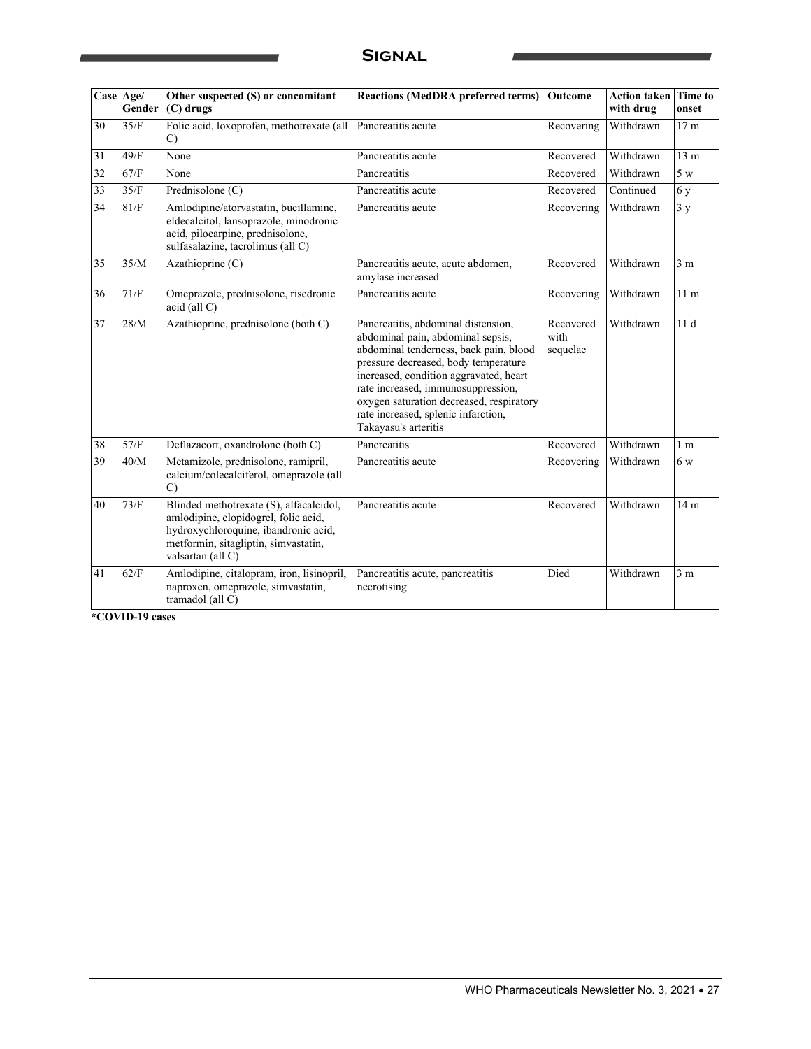| Case | Age/ Gender | Other suspected (S) or concomitant (C) drugs | Reactions (MedDRA preferred terms) | Outcome | Action taken with drug | Time to onset |
|---|---|---|---|---|---|---|
| 30 | 35/F | Folic acid, loxoprofen, methotrexate (all C) | Pancreatitis acute | Recovering | Withdrawn | 17 m |
| 31 | 49/F | None | Pancreatitis acute | Recovered | Withdrawn | 13 m |
| 32 | 67/F | None | Pancreatitis | Recovered | Withdrawn | 5 w |
| 33 | 35/F | Prednisolone (C) | Pancreatitis acute | Recovered | Continued | 6 y |
| 34 | 81/F | Amlodipine/atorvastatin, bucillamine, eldecalcitol, lansoprazole, minodronic acid, pilocarpine, prednisolone, sulfasalazine, tacrolimus (all C) | Pancreatitis acute | Recovering | Withdrawn | 3 y |
| 35 | 35/M | Azathioprine (C) | Pancreatitis acute, acute abdomen, amylase increased | Recovered | Withdrawn | 3 m |
| 36 | 71/F | Omeprazole, prednisolone, risedronic acid (all C) | Pancreatitis acute | Recovering | Withdrawn | 11 m |
| 37 | 28/M | Azathioprine, prednisolone (both C) | Pancreatitis, abdominal distension, abdominal pain, abdominal sepsis, abdominal tenderness, back pain, blood pressure decreased, body temperature increased, condition aggravated, heart rate increased, immunosuppression, oxygen saturation decreased, respiratory rate increased, splenic infarction, Takayasu's arteritis | Recovered with sequelae | Withdrawn | 11 d |
| 38 | 57/F | Deflazacort, oxandrolone (both C) | Pancreatitis | Recovered | Withdrawn | 1 m |
| 39 | 40/M | Metamizole, prednisolone, ramipril, calcium/colecalciferol, omeprazole (all C) | Pancreatitis acute | Recovering | Withdrawn | 6 w |
| 40 | 73/F | Blinded methotrexate (S), alfacalcidol, amlodipine, clopidogrel, folic acid, hydroxychloroquine, ibandronic acid, metformin, sitagliptin, simvastatin, valsartan (all C) | Pancreatitis acute | Recovered | Withdrawn | 14 m |
| 41 | 62/F | Amlodipine, citalopram, iron, lisinopril, naproxen, omeprazole, simvastatin, tramadol (all C) | Pancreatitis acute, pancreatitis necrotising | Died | Withdrawn | 3 m |

**\*COVID-19 cases**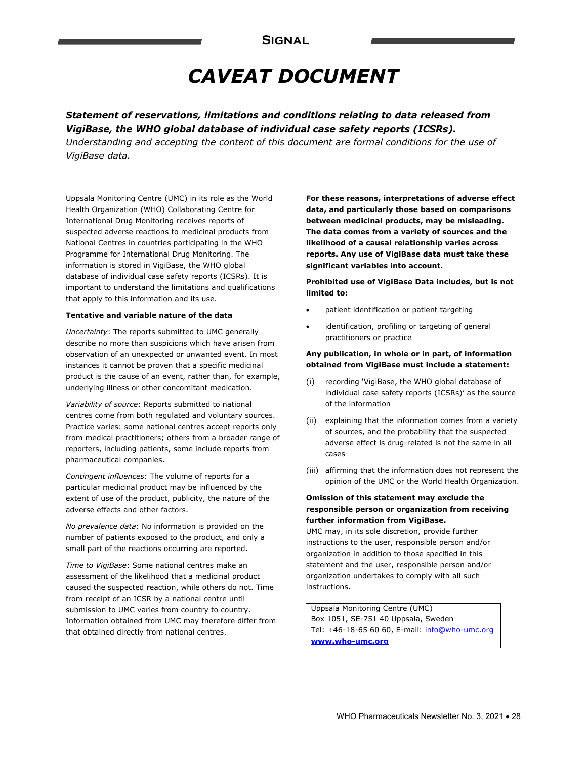# CAVEAT DOCUMENT

***Statement of reservations, limitations and conditions relating to data released from VigiBase, the WHO global database of individual case safety reports (ICSRs).***

*Understanding and accepting the content of this document are formal conditions for the use of VigiBase data.*

Uppsala Monitoring Centre (UMC) in its role as the World Health Organization (WHO) Collaborating Centre for International Drug Monitoring receives reports of suspected adverse reactions to medicinal products from National Centres in countries participating in the WHO Programme for International Drug Monitoring. The information is stored in VigiBase, the WHO global database of individual case safety reports (ICSRs). It is important to understand the limitations and qualifications that apply to this information and its use.

**Tentative and variable nature of the data**

*Uncertainty*: The reports submitted to UMC generally describe no more than suspicions which have arisen from observation of an unexpected or unwanted event. In most instances it cannot be proven that a specific medicinal product is the cause of an event, rather than, for example, underlying illness or other concomitant medication.

*Variability of source*: Reports submitted to national centres come from both regulated and voluntary sources. Practice varies: some national centres accept reports only from medical practitioners; others from a broader range of reporters, including patients, some include reports from pharmaceutical companies.

*Contingent influences*: The volume of reports for a particular medicinal product may be influenced by the extent of use of the product, publicity, the nature of the adverse effects and other factors.

*No prevalence data*: No information is provided on the number of patients exposed to the product, and only a small part of the reactions occurring are reported.

*Time to VigiBase*: Some national centres make an assessment of the likelihood that a medicinal product caused the suspected reaction, while others do not. Time from receipt of an ICSR by a national centre until submission to UMC varies from country to country. Information obtained from UMC may therefore differ from that obtained directly from national centres.

**For these reasons, interpretations of adverse effect data, and particularly those based on comparisons between medicinal products, may be misleading. The data comes from a variety of sources and the likelihood of a causal relationship varies across reports. Any use of VigiBase data must take these significant variables into account.**

**Prohibited use of VigiBase Data includes, but is not limited to:**

- patient identification or patient targeting
- identification, profiling or targeting of general practitioners or practice

**Any publication, in whole or in part, of information obtained from VigiBase must include a statement:**

(i) recording 'VigiBase, the WHO global database of individual case safety reports (ICSRs)' as the source of the information

(ii) explaining that the information comes from a variety of sources, and the probability that the suspected adverse effect is drug-related is not the same in all cases

(iii) affirming that the information does not represent the opinion of the UMC or the World Health Organization.

**Omission of this statement may exclude the responsible person or organization from receiving further information from VigiBase.**

UMC may, in its sole discretion, provide further instructions to the user, responsible person and/or organization in addition to those specified in this statement and the user, responsible person and/or organization undertakes to comply with all such instructions.

Uppsala Monitoring Centre (UMC)
Box 1051, SE-751 40 Uppsala, Sweden
Tel: +46-18-65 60 60, E-mail: info@who-umc.org
**www.who-umc.org**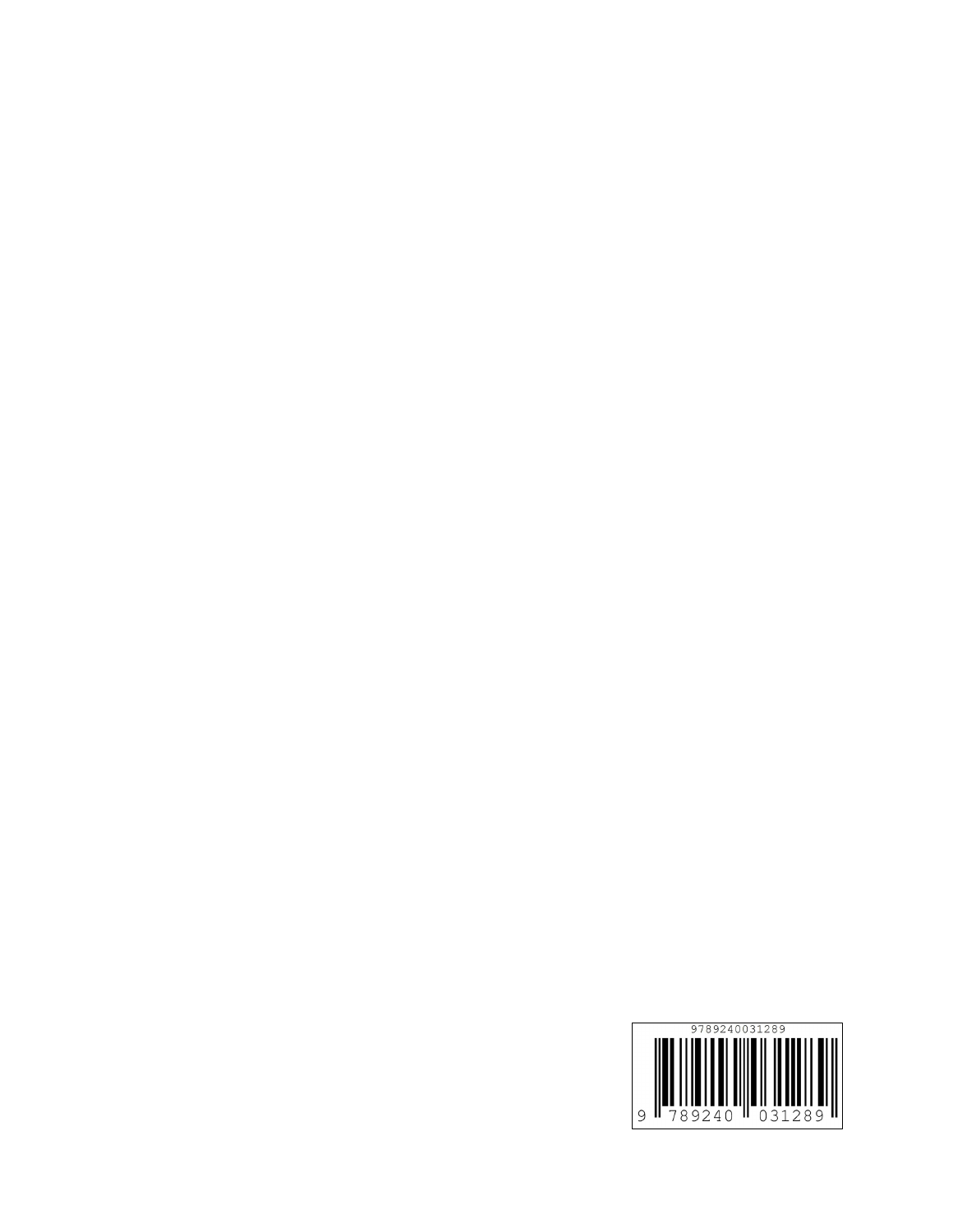9789240031289

9 789240 031289